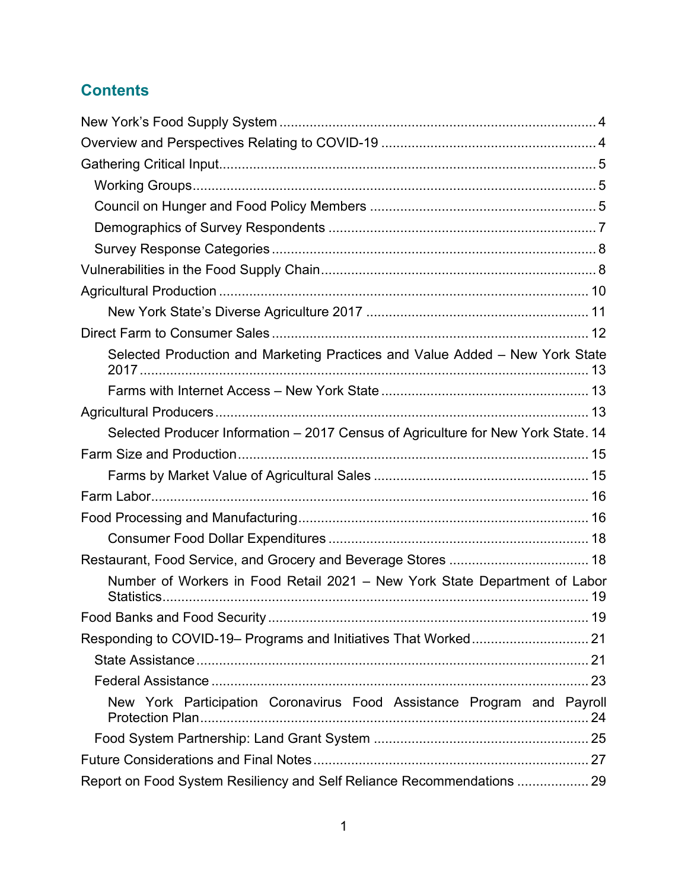## Contents

- New York's Food Supply System ........ 4
- Overview and Perspectives Relating to COVID-19 ........ 4
- Gathering Critical Input ........ 5
  - Working Groups ........ 5
  - Council on Hunger and Food Policy Members ........ 5
  - Demographics of Survey Respondents ........ 7
  - Survey Response Categories ........ 8
- Vulnerabilities in the Food Supply Chain ........ 8
- Agricultural Production ........ 10
    - New York State's Diverse Agriculture 2017 ........ 11
- Direct Farm to Consumer Sales ........ 12
    - Selected Production and Marketing Practices and Value Added – New York State 2017 ........ 13
    - Farms with Internet Access – New York State ........ 13
- Agricultural Producers ........ 13
    - Selected Producer Information – 2017 Census of Agriculture for New York State ........ 14
- Farm Size and Production ........ 15
    - Farms by Market Value of Agricultural Sales ........ 15
- Farm Labor ........ 16
- Food Processing and Manufacturing ........ 16
    - Consumer Food Dollar Expenditures ........ 18
- Restaurant, Food Service, and Grocery and Beverage Stores ........ 18
    - Number of Workers in Food Retail 2021 – New York State Department of Labor Statistics ........ 19
- Food Banks and Food Security ........ 19
- Responding to COVID-19– Programs and Initiatives That Worked ........ 21
  - State Assistance ........ 21
  - Federal Assistance ........ 23
    - New York Participation Coronavirus Food Assistance Program and Payroll Protection Plan ........ 24
  - Food System Partnership: Land Grant System ........ 25
- Future Considerations and Final Notes ........ 27
- Report on Food System Resiliency and Self Reliance Recommendations ........ 29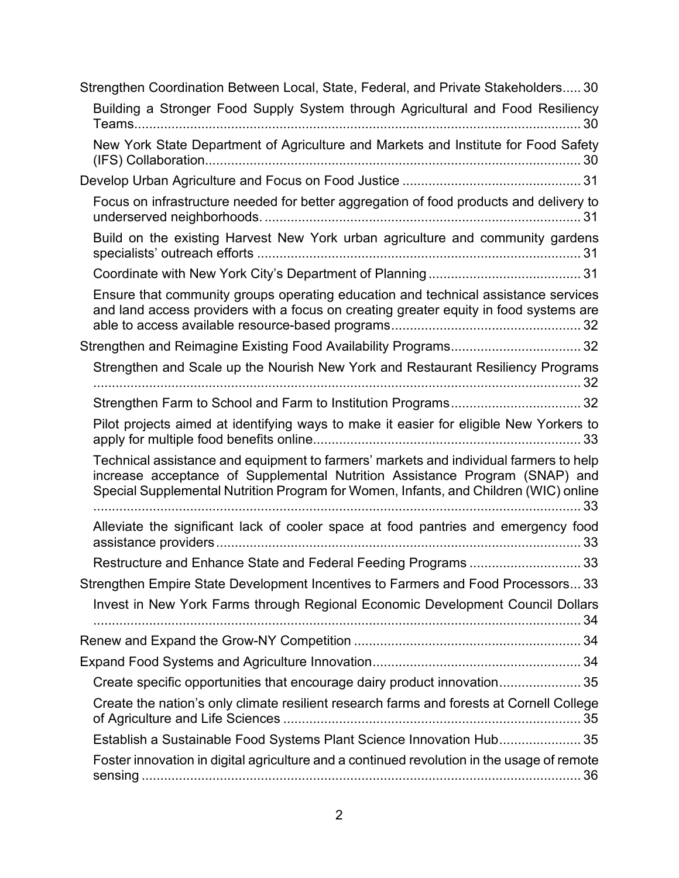- Strengthen Coordination Between Local, State, Federal, and Private Stakeholders..... 30
  - Building a Stronger Food Supply System through Agricultural and Food Resiliency Teams........................................................................................................ 30
  - New York State Department of Agriculture and Markets and Institute for Food Safety (IFS) Collaboration..................................................................................... 30
- Develop Urban Agriculture and Focus on Food Justice ............................................... 31
  - Focus on infrastructure needed for better aggregation of food products and delivery to underserved neighborhoods. .................................................................................... 31
  - Build on the existing Harvest New York urban agriculture and community gardens specialists' outreach efforts ...................................................................................... 31
  - Coordinate with New York City's Department of Planning ......................................... 31
  - Ensure that community groups operating education and technical assistance services and land access providers with a focus on creating greater equity in food systems are able to access available resource-based programs.................................................. 32
- Strengthen and Reimagine Existing Food Availability Programs.................................. 32
  - Strengthen and Scale up the Nourish New York and Restaurant Resiliency Programs ................................................................................................................... 32
  - Strengthen Farm to School and Farm to Institution Programs.................................. 32
  - Pilot projects aimed at identifying ways to make it easier for eligible New Yorkers to apply for multiple food benefits online....................................................................... 33
  - Technical assistance and equipment to farmers' markets and individual farmers to help increase acceptance of Supplemental Nutrition Assistance Program (SNAP) and Special Supplemental Nutrition Program for Women, Infants, and Children (WIC) online ................................................................................................................... 33
  - Alleviate the significant lack of cooler space at food pantries and emergency food assistance providers................................................................................................ 33
  - Restructure and Enhance State and Federal Feeding Programs .............................. 33
- Strengthen Empire State Development Incentives to Farmers and Food Processors... 33
  - Invest in New York Farms through Regional Economic Development Council Dollars ................................................................................................................... 34
- Renew and Expand the Grow-NY Competition ............................................................ 34
- Expand Food Systems and Agriculture Innovation....................................................... 34
  - Create specific opportunities that encourage dairy product innovation...................... 35
  - Create the nation's only climate resilient research farms and forests at Cornell College of Agriculture and Life Sciences ............................................................................... 35
  - Establish a Sustainable Food Systems Plant Science Innovation Hub...................... 35
  - Foster innovation in digital agriculture and a continued revolution in the usage of remote sensing ...................................................................................................................... 36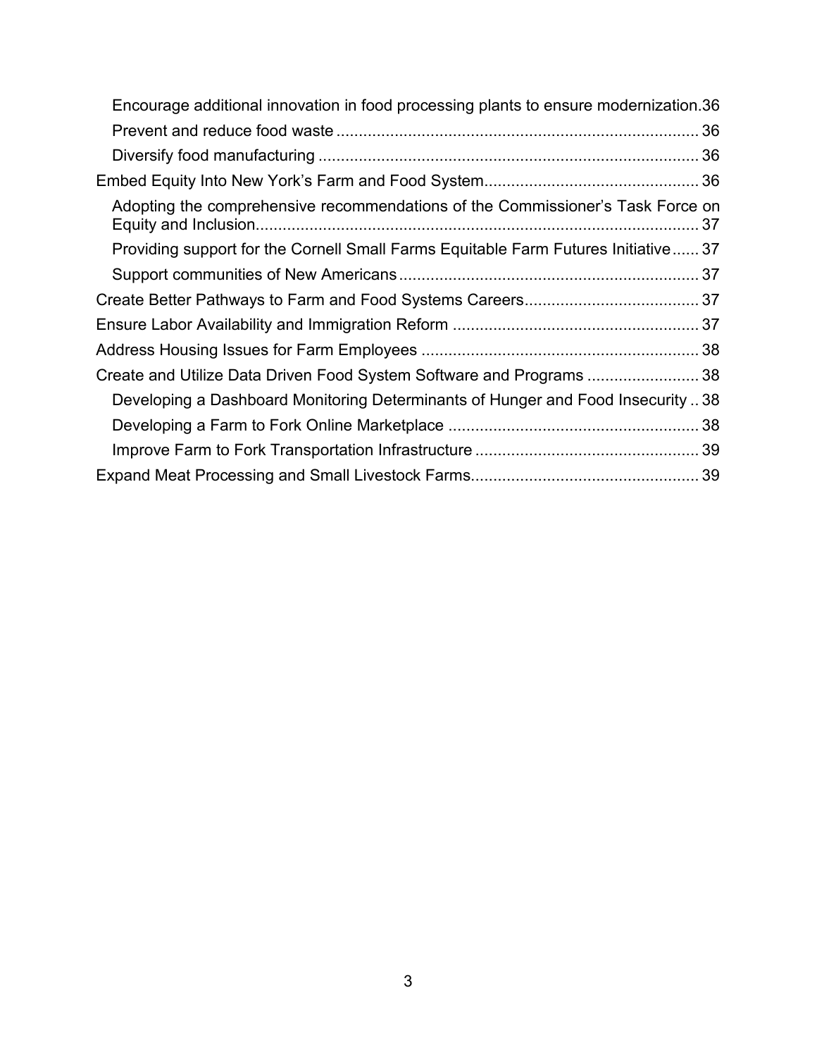- Encourage additional innovation in food processing plants to ensure modernization.36
- Prevent and reduce food waste ................................................................................ 36
- Diversify food manufacturing ..................................................................................... 36

Embed Equity Into New York's Farm and Food System................................................ 36

- Adopting the comprehensive recommendations of the Commissioner's Task Force on Equity and Inclusion.................................................................................................. 37
- Providing support for the Cornell Small Farms Equitable Farm Futures Initiative...... 37
- Support communities of New Americans................................................................... 37

Create Better Pathways to Farm and Food Systems Careers....................................... 37

Ensure Labor Availability and Immigration Reform ....................................................... 37

Address Housing Issues for Farm Employees .............................................................. 38

Create and Utilize Data Driven Food System Software and Programs ......................... 38

- Developing a Dashboard Monitoring Determinants of Hunger and Food Insecurity .. 38
- Developing a Farm to Fork Online Marketplace ........................................................ 38
- Improve Farm to Fork Transportation Infrastructure .................................................. 39

Expand Meat Processing and Small Livestock Farms................................................... 39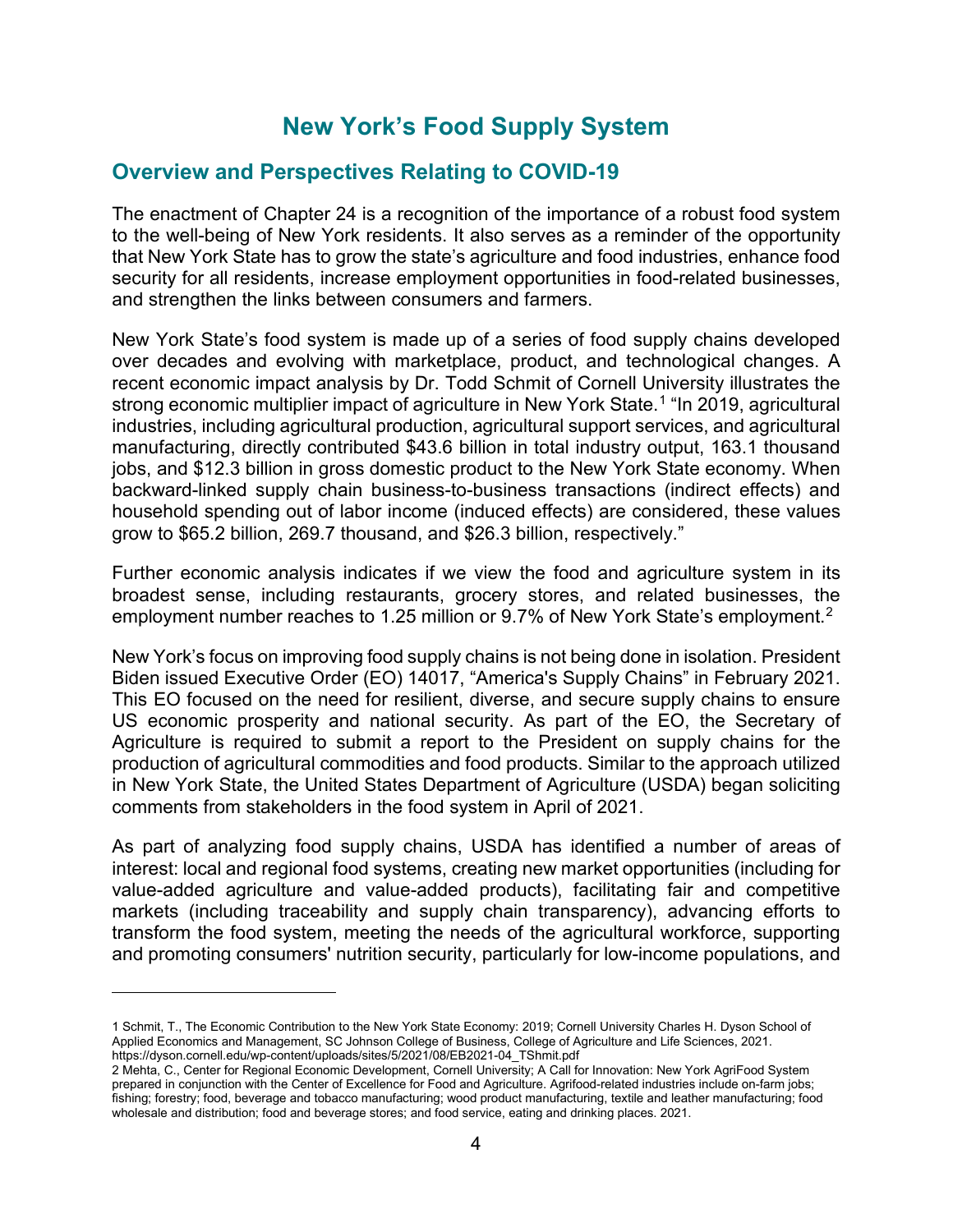# New York's Food Supply System

## Overview and Perspectives Relating to COVID-19

The enactment of Chapter 24 is a recognition of the importance of a robust food system to the well-being of New York residents. It also serves as a reminder of the opportunity that New York State has to grow the state's agriculture and food industries, enhance food security for all residents, increase employment opportunities in food-related businesses, and strengthen the links between consumers and farmers.

New York State's food system is made up of a series of food supply chains developed over decades and evolving with marketplace, product, and technological changes. A recent economic impact analysis by Dr. Todd Schmit of Cornell University illustrates the strong economic multiplier impact of agriculture in New York State.[1] "In 2019, agricultural industries, including agricultural production, agricultural support services, and agricultural manufacturing, directly contributed $43.6 billion in total industry output, 163.1 thousand jobs, and $12.3 billion in gross domestic product to the New York State economy. When backward-linked supply chain business-to-business transactions (indirect effects) and household spending out of labor income (induced effects) are considered, these values grow to $65.2 billion, 269.7 thousand, and $26.3 billion, respectively."

Further economic analysis indicates if we view the food and agriculture system in its broadest sense, including restaurants, grocery stores, and related businesses, the employment number reaches to 1.25 million or 9.7% of New York State's employment.[2]

New York's focus on improving food supply chains is not being done in isolation. President Biden issued Executive Order (EO) 14017, "America's Supply Chains" in February 2021. This EO focused on the need for resilient, diverse, and secure supply chains to ensure US economic prosperity and national security. As part of the EO, the Secretary of Agriculture is required to submit a report to the President on supply chains for the production of agricultural commodities and food products. Similar to the approach utilized in New York State, the United States Department of Agriculture (USDA) began soliciting comments from stakeholders in the food system in April of 2021.

As part of analyzing food supply chains, USDA has identified a number of areas of interest: local and regional food systems, creating new market opportunities (including for value-added agriculture and value-added products), facilitating fair and competitive markets (including traceability and supply chain transparency), advancing efforts to transform the food system, meeting the needs of the agricultural workforce, supporting and promoting consumers' nutrition security, particularly for low-income populations, and

---

1 Schmit, T., The Economic Contribution to the New York State Economy: 2019; Cornell University Charles H. Dyson School of Applied Economics and Management, SC Johnson College of Business, College of Agriculture and Life Sciences, 2021. https://dyson.cornell.edu/wp-content/uploads/sites/5/2021/08/EB2021-04_TShmit.pdf

2 Mehta, C., Center for Regional Economic Development, Cornell University; A Call for Innovation: New York AgriFood System prepared in conjunction with the Center of Excellence for Food and Agriculture. Agrifood-related industries include on-farm jobs; fishing; forestry; food, beverage and tobacco manufacturing; wood product manufacturing, textile and leather manufacturing; food wholesale and distribution; food and beverage stores; and food service, eating and drinking places. 2021.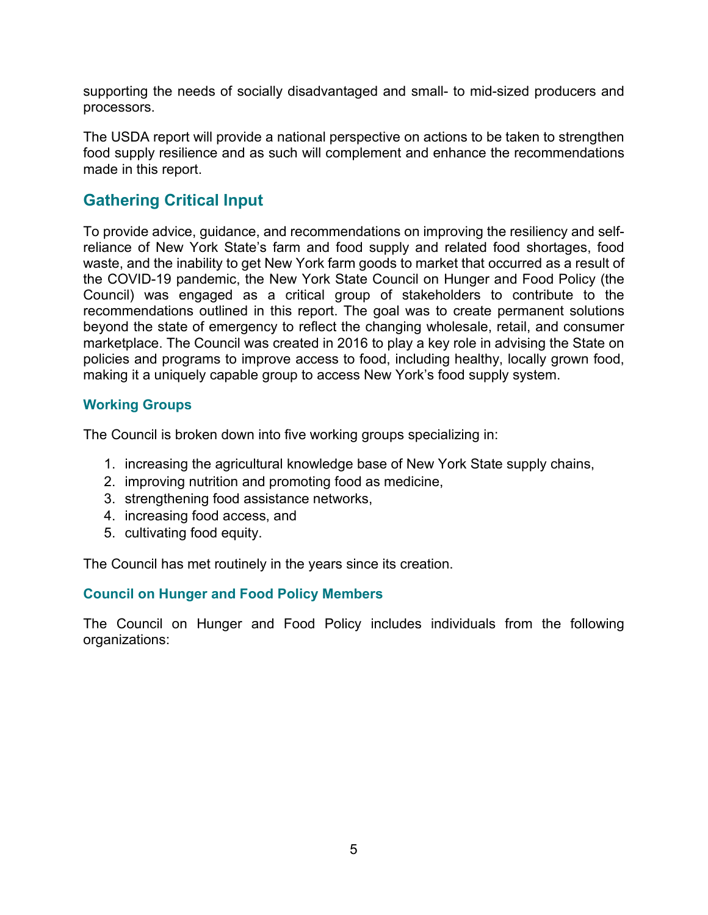supporting the needs of socially disadvantaged and small- to mid-sized producers and processors.

The USDA report will provide a national perspective on actions to be taken to strengthen food supply resilience and as such will complement and enhance the recommendations made in this report.

## Gathering Critical Input

To provide advice, guidance, and recommendations on improving the resiliency and self-reliance of New York State's farm and food supply and related food shortages, food waste, and the inability to get New York farm goods to market that occurred as a result of the COVID-19 pandemic, the New York State Council on Hunger and Food Policy (the Council) was engaged as a critical group of stakeholders to contribute to the recommendations outlined in this report. The goal was to create permanent solutions beyond the state of emergency to reflect the changing wholesale, retail, and consumer marketplace. The Council was created in 2016 to play a key role in advising the State on policies and programs to improve access to food, including healthy, locally grown food, making it a uniquely capable group to access New York's food supply system.

### Working Groups

The Council is broken down into five working groups specializing in:

1. increasing the agricultural knowledge base of New York State supply chains,
2. improving nutrition and promoting food as medicine,
3. strengthening food assistance networks,
4. increasing food access, and
5. cultivating food equity.

The Council has met routinely in the years since its creation.

### Council on Hunger and Food Policy Members

The Council on Hunger and Food Policy includes individuals from the following organizations: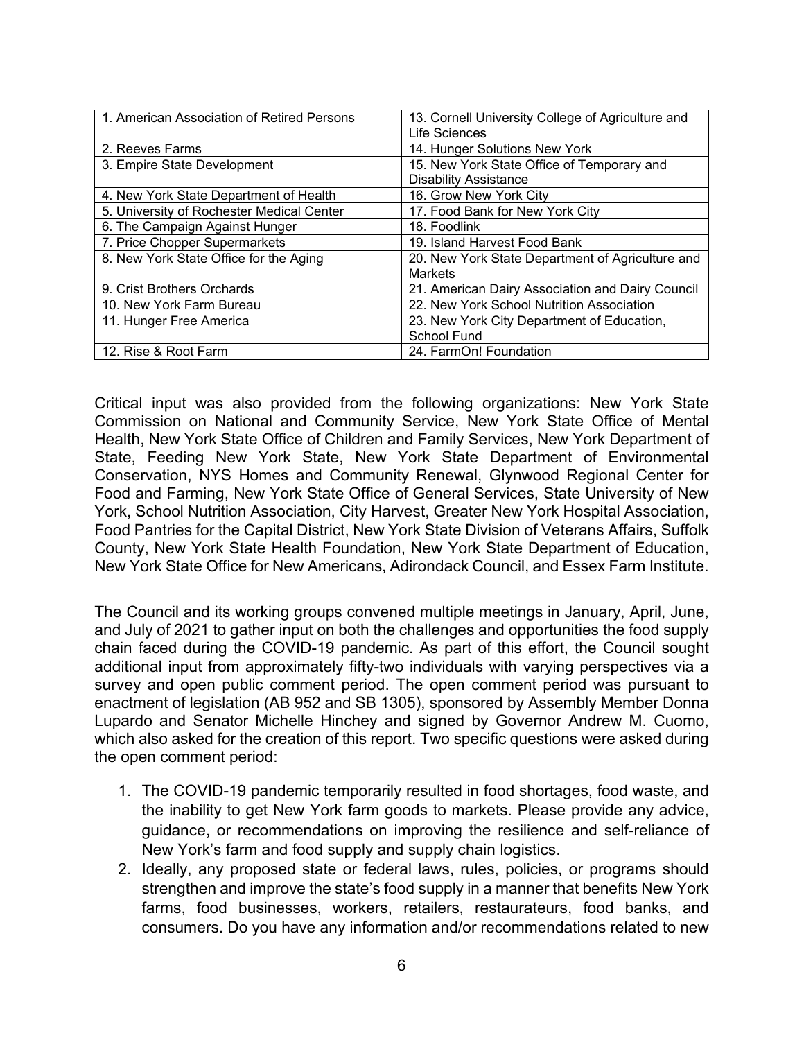| 1. American Association of Retired Persons | 13. Cornell University College of Agriculture and Life Sciences |
|---|---|
| 2. Reeves Farms | 14. Hunger Solutions New York |
| 3. Empire State Development | 15. New York State Office of Temporary and Disability Assistance |
| 4. New York State Department of Health | 16. Grow New York City |
| 5. University of Rochester Medical Center | 17. Food Bank for New York City |
| 6. The Campaign Against Hunger | 18. Foodlink |
| 7. Price Chopper Supermarkets | 19. Island Harvest Food Bank |
| 8. New York State Office for the Aging | 20. New York State Department of Agriculture and Markets |
| 9. Crist Brothers Orchards | 21. American Dairy Association and Dairy Council |
| 10. New York Farm Bureau | 22. New York School Nutrition Association |
| 11. Hunger Free America | 23. New York City Department of Education, School Fund |
| 12. Rise & Root Farm | 24. FarmOn! Foundation |

Critical input was also provided from the following organizations: New York State Commission on National and Community Service, New York State Office of Mental Health, New York State Office of Children and Family Services, New York Department of State, Feeding New York State, New York State Department of Environmental Conservation, NYS Homes and Community Renewal, Glynwood Regional Center for Food and Farming, New York State Office of General Services, State University of New York, School Nutrition Association, City Harvest, Greater New York Hospital Association, Food Pantries for the Capital District, New York State Division of Veterans Affairs, Suffolk County, New York State Health Foundation, New York State Department of Education, New York State Office for New Americans, Adirondack Council, and Essex Farm Institute.

The Council and its working groups convened multiple meetings in January, April, June, and July of 2021 to gather input on both the challenges and opportunities the food supply chain faced during the COVID-19 pandemic. As part of this effort, the Council sought additional input from approximately fifty-two individuals with varying perspectives via a survey and open public comment period. The open comment period was pursuant to enactment of legislation (AB 952 and SB 1305), sponsored by Assembly Member Donna Lupardo and Senator Michelle Hinchey and signed by Governor Andrew M. Cuomo, which also asked for the creation of this report. Two specific questions were asked during the open comment period:

1. The COVID-19 pandemic temporarily resulted in food shortages, food waste, and the inability to get New York farm goods to markets. Please provide any advice, guidance, or recommendations on improving the resilience and self-reliance of New York's farm and food supply and supply chain logistics.
2. Ideally, any proposed state or federal laws, rules, policies, or programs should strengthen and improve the state's food supply in a manner that benefits New York farms, food businesses, workers, retailers, restaurateurs, food banks, and consumers. Do you have any information and/or recommendations related to new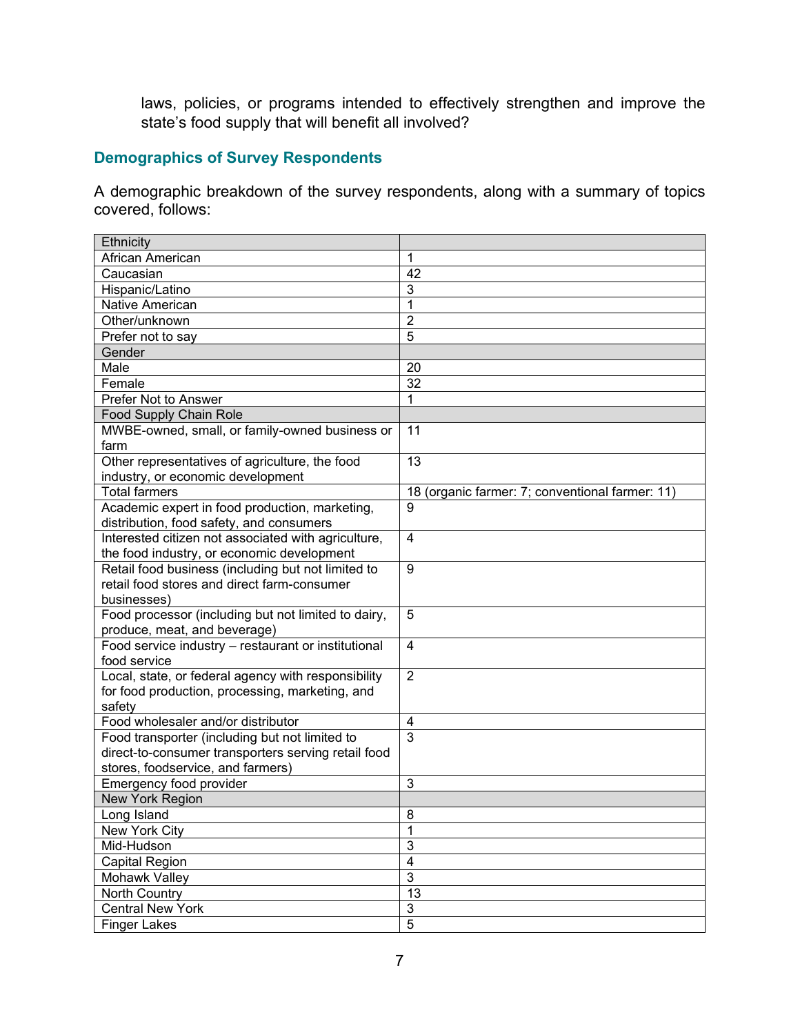laws, policies, or programs intended to effectively strengthen and improve the state's food supply that will benefit all involved?

### Demographics of Survey Respondents

A demographic breakdown of the survey respondents, along with a summary of topics covered, follows:

| Ethnicity | |
|---|---|
| African American | 1 |
| Caucasian | 42 |
| Hispanic/Latino | 3 |
| Native American | 1 |
| Other/unknown | 2 |
| Prefer not to say | 5 |
| **Gender** | |
| Male | 20 |
| Female | 32 |
| Prefer Not to Answer | 1 |
| **Food Supply Chain Role** | |
| MWBE-owned, small, or family-owned business or farm | 11 |
| Other representatives of agriculture, the food industry, or economic development | 13 |
| Total farmers | 18 (organic farmer: 7; conventional farmer: 11) |
| Academic expert in food production, marketing, distribution, food safety, and consumers | 9 |
| Interested citizen not associated with agriculture, the food industry, or economic development | 4 |
| Retail food business (including but not limited to retail food stores and direct farm-consumer businesses) | 9 |
| Food processor (including but not limited to dairy, produce, meat, and beverage) | 5 |
| Food service industry – restaurant or institutional food service | 4 |
| Local, state, or federal agency with responsibility for food production, processing, marketing, and safety | 2 |
| Food wholesaler and/or distributor | 4 |
| Food transporter (including but not limited to direct-to-consumer transporters serving retail food stores, foodservice, and farmers) | 3 |
| Emergency food provider | 3 |
| **New York Region** | |
| Long Island | 8 |
| New York City | 1 |
| Mid-Hudson | 3 |
| Capital Region | 4 |
| Mohawk Valley | 3 |
| North Country | 13 |
| Central New York | 3 |
| Finger Lakes | 5 |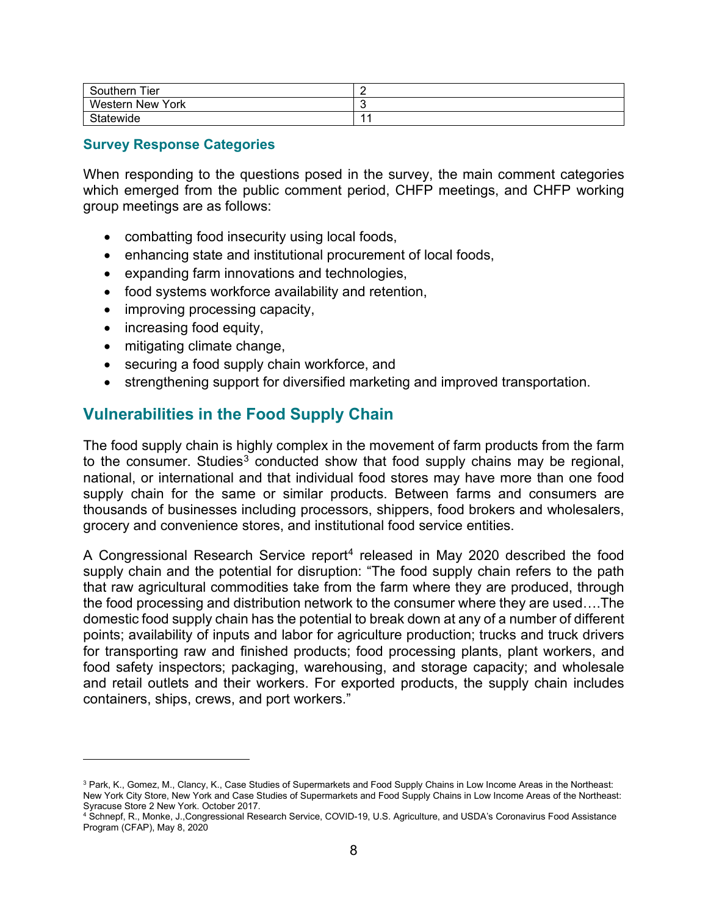| Southern Tier | 2 |
| --- | --- |
| Western New York | 3 |
| Statewide | 11 |

### Survey Response Categories

When responding to the questions posed in the survey, the main comment categories which emerged from the public comment period, CHFP meetings, and CHFP working group meetings are as follows:

- combatting food insecurity using local foods,
- enhancing state and institutional procurement of local foods,
- expanding farm innovations and technologies,
- food systems workforce availability and retention,
- improving processing capacity,
- increasing food equity,
- mitigating climate change,
- securing a food supply chain workforce, and
- strengthening support for diversified marketing and improved transportation.

## Vulnerabilities in the Food Supply Chain

The food supply chain is highly complex in the movement of farm products from the farm to the consumer. Studies[3] conducted show that food supply chains may be regional, national, or international and that individual food stores may have more than one food supply chain for the same or similar products. Between farms and consumers are thousands of businesses including processors, shippers, food brokers and wholesalers, grocery and convenience stores, and institutional food service entities.

A Congressional Research Service report[4] released in May 2020 described the food supply chain and the potential for disruption: "The food supply chain refers to the path that raw agricultural commodities take from the farm where they are produced, through the food processing and distribution network to the consumer where they are used….The domestic food supply chain has the potential to break down at any of a number of different points; availability of inputs and labor for agriculture production; trucks and truck drivers for transporting raw and finished products; food processing plants, plant workers, and food safety inspectors; packaging, warehousing, and storage capacity; and wholesale and retail outlets and their workers. For exported products, the supply chain includes containers, ships, crews, and port workers."

---

[3] Park, K., Gomez, M., Clancy, K., Case Studies of Supermarkets and Food Supply Chains in Low Income Areas in the Northeast: New York City Store, New York and Case Studies of Supermarkets and Food Supply Chains in Low Income Areas of the Northeast: Syracuse Store 2 New York. October 2017.

[4] Schnepf, R., Monke, J.,Congressional Research Service, COVID-19, U.S. Agriculture, and USDA's Coronavirus Food Assistance Program (CFAP), May 8, 2020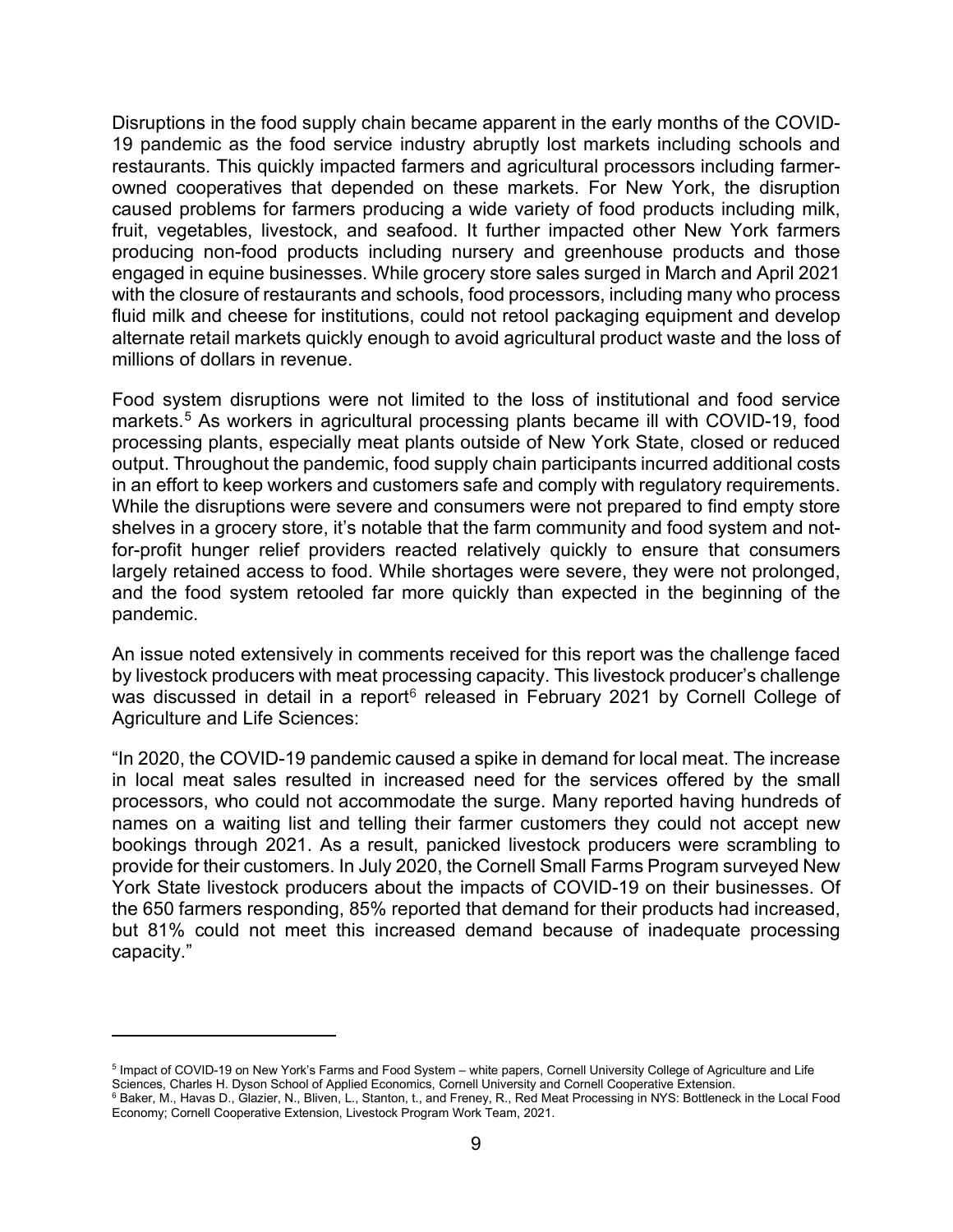Disruptions in the food supply chain became apparent in the early months of the COVID-19 pandemic as the food service industry abruptly lost markets including schools and restaurants. This quickly impacted farmers and agricultural processors including farmer-owned cooperatives that depended on these markets. For New York, the disruption caused problems for farmers producing a wide variety of food products including milk, fruit, vegetables, livestock, and seafood. It further impacted other New York farmers producing non-food products including nursery and greenhouse products and those engaged in equine businesses. While grocery store sales surged in March and April 2021 with the closure of restaurants and schools, food processors, including many who process fluid milk and cheese for institutions, could not retool packaging equipment and develop alternate retail markets quickly enough to avoid agricultural product waste and the loss of millions of dollars in revenue.

Food system disruptions were not limited to the loss of institutional and food service markets.[5] As workers in agricultural processing plants became ill with COVID-19, food processing plants, especially meat plants outside of New York State, closed or reduced output. Throughout the pandemic, food supply chain participants incurred additional costs in an effort to keep workers and customers safe and comply with regulatory requirements. While the disruptions were severe and consumers were not prepared to find empty store shelves in a grocery store, it's notable that the farm community and food system and not-for-profit hunger relief providers reacted relatively quickly to ensure that consumers largely retained access to food. While shortages were severe, they were not prolonged, and the food system retooled far more quickly than expected in the beginning of the pandemic.

An issue noted extensively in comments received for this report was the challenge faced by livestock producers with meat processing capacity. This livestock producer's challenge was discussed in detail in a report[6] released in February 2021 by Cornell College of Agriculture and Life Sciences:

"In 2020, the COVID-19 pandemic caused a spike in demand for local meat. The increase in local meat sales resulted in increased need for the services offered by the small processors, who could not accommodate the surge. Many reported having hundreds of names on a waiting list and telling their farmer customers they could not accept new bookings through 2021. As a result, panicked livestock producers were scrambling to provide for their customers. In July 2020, the Cornell Small Farms Program surveyed New York State livestock producers about the impacts of COVID-19 on their businesses. Of the 650 farmers responding, 85% reported that demand for their products had increased, but 81% could not meet this increased demand because of inadequate processing capacity."

---

[5] Impact of COVID-19 on New York's Farms and Food System – white papers, Cornell University College of Agriculture and Life Sciences, Charles H. Dyson School of Applied Economics, Cornell University and Cornell Cooperative Extension.

[6] Baker, M., Havas D., Glazier, N., Bliven, L., Stanton, t., and Freney, R., Red Meat Processing in NYS: Bottleneck in the Local Food Economy; Cornell Cooperative Extension, Livestock Program Work Team, 2021.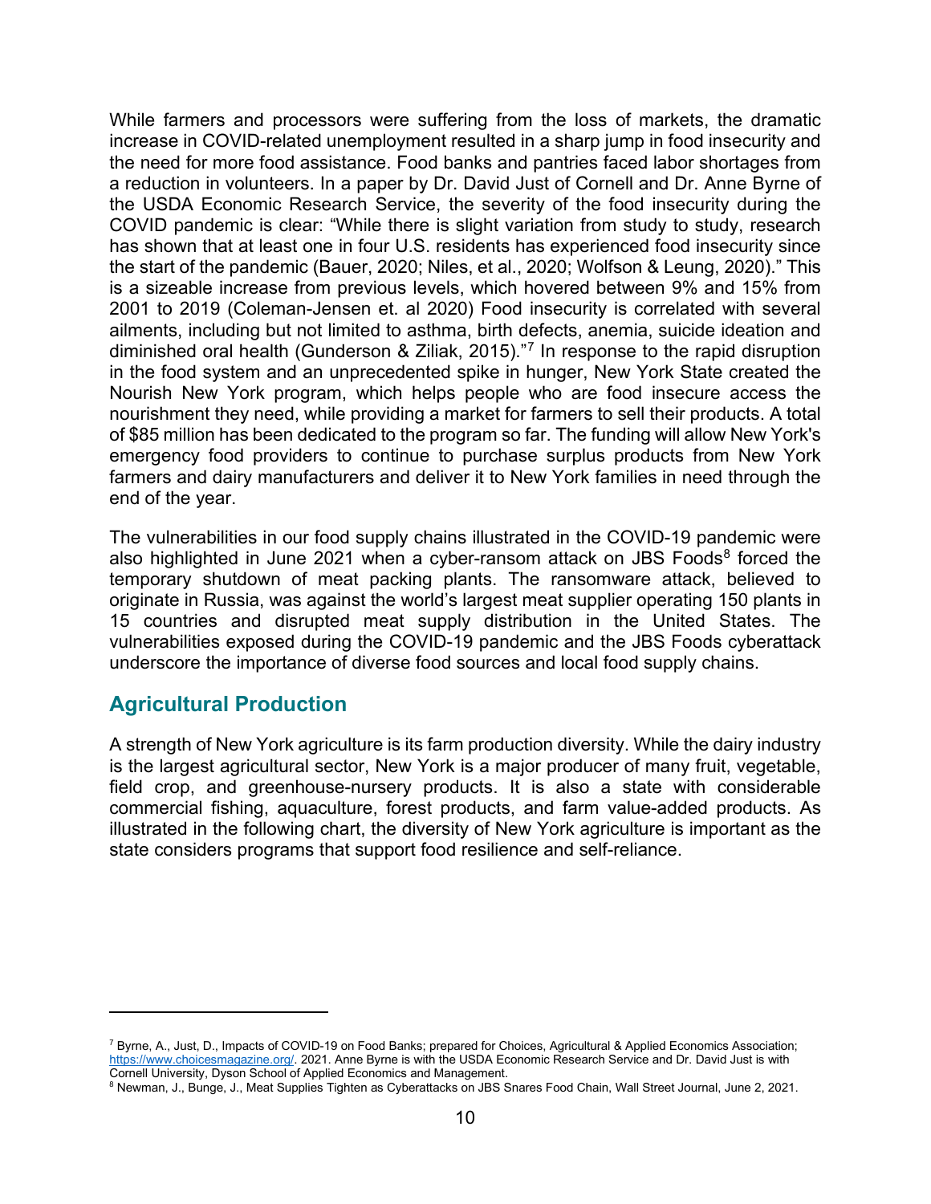While farmers and processors were suffering from the loss of markets, the dramatic increase in COVID-related unemployment resulted in a sharp jump in food insecurity and the need for more food assistance. Food banks and pantries faced labor shortages from a reduction in volunteers. In a paper by Dr. David Just of Cornell and Dr. Anne Byrne of the USDA Economic Research Service, the severity of the food insecurity during the COVID pandemic is clear: "While there is slight variation from study to study, research has shown that at least one in four U.S. residents has experienced food insecurity since the start of the pandemic (Bauer, 2020; Niles, et al., 2020; Wolfson & Leung, 2020)." This is a sizeable increase from previous levels, which hovered between 9% and 15% from 2001 to 2019 (Coleman-Jensen et. al 2020) Food insecurity is correlated with several ailments, including but not limited to asthma, birth defects, anemia, suicide ideation and diminished oral health (Gunderson & Ziliak, 2015)."[7] In response to the rapid disruption in the food system and an unprecedented spike in hunger, New York State created the Nourish New York program, which helps people who are food insecure access the nourishment they need, while providing a market for farmers to sell their products. A total of $85 million has been dedicated to the program so far. The funding will allow New York's emergency food providers to continue to purchase surplus products from New York farmers and dairy manufacturers and deliver it to New York families in need through the end of the year.

The vulnerabilities in our food supply chains illustrated in the COVID-19 pandemic were also highlighted in June 2021 when a cyber-ransom attack on JBS Foods[8] forced the temporary shutdown of meat packing plants. The ransomware attack, believed to originate in Russia, was against the world's largest meat supplier operating 150 plants in 15 countries and disrupted meat supply distribution in the United States. The vulnerabilities exposed during the COVID-19 pandemic and the JBS Foods cyberattack underscore the importance of diverse food sources and local food supply chains.

## Agricultural Production

A strength of New York agriculture is its farm production diversity. While the dairy industry is the largest agricultural sector, New York is a major producer of many fruit, vegetable, field crop, and greenhouse-nursery products. It is also a state with considerable commercial fishing, aquaculture, forest products, and farm value-added products. As illustrated in the following chart, the diversity of New York agriculture is important as the state considers programs that support food resilience and self-reliance.

---

[7] Byrne, A., Just, D., Impacts of COVID-19 on Food Banks; prepared for Choices, Agricultural & Applied Economics Association; https://www.choicesmagazine.org/. 2021. Anne Byrne is with the USDA Economic Research Service and Dr. David Just is with Cornell University, Dyson School of Applied Economics and Management.

[8] Newman, J., Bunge, J., Meat Supplies Tighten as Cyberattacks on JBS Snares Food Chain, Wall Street Journal, June 2, 2021.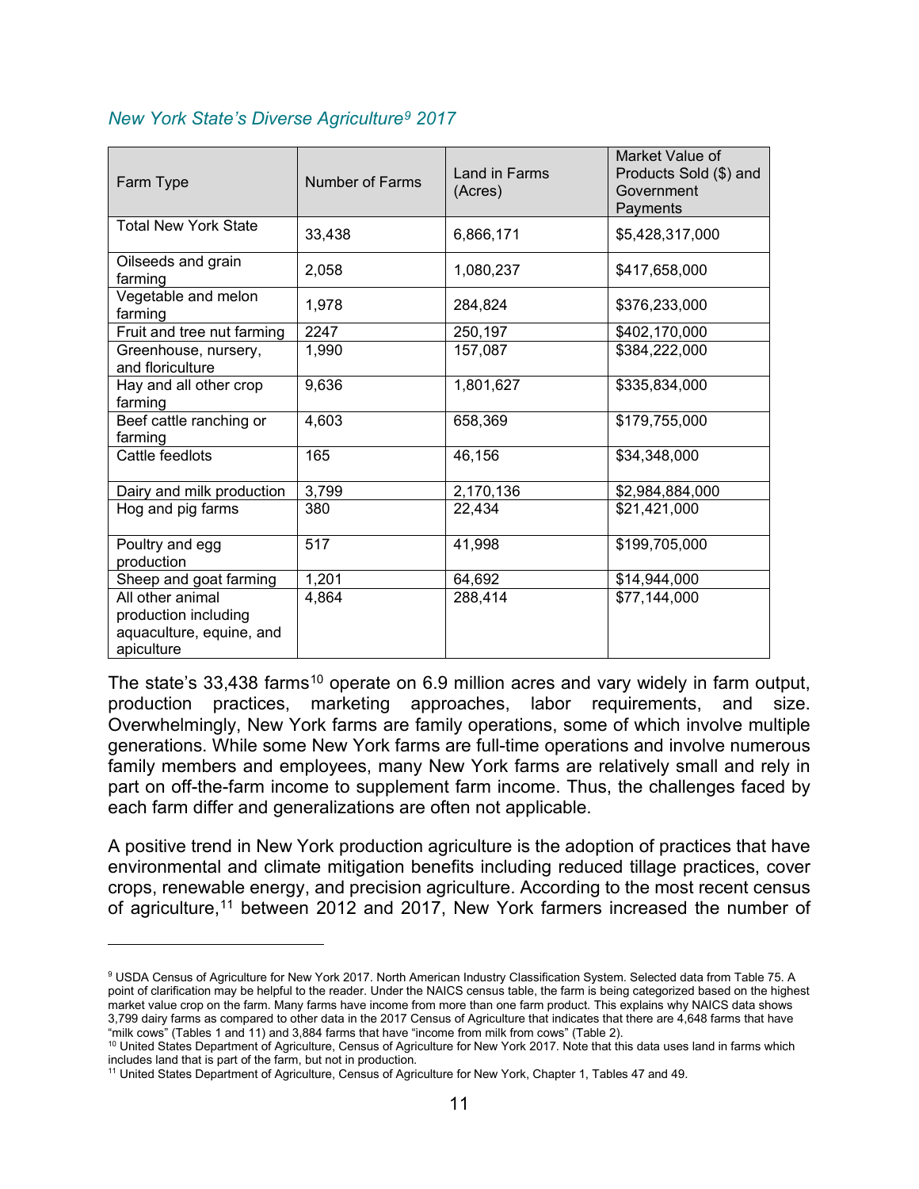*New York State's Diverse Agriculture[9] 2017*

| Farm Type | Number of Farms | Land in Farms (Acres) | Market Value of Products Sold ($) and Government Payments |
|---|---|---|---|
| Total New York State | 33,438 | 6,866,171 | $5,428,317,000 |
| Oilseeds and grain farming | 2,058 | 1,080,237 | $417,658,000 |
| Vegetable and melon farming | 1,978 | 284,824 | $376,233,000 |
| Fruit and tree nut farming | 2247 | 250,197 | $402,170,000 |
| Greenhouse, nursery, and floriculture | 1,990 | 157,087 | $384,222,000 |
| Hay and all other crop farming | 9,636 | 1,801,627 | $335,834,000 |
| Beef cattle ranching or farming | 4,603 | 658,369 | $179,755,000 |
| Cattle feedlots | 165 | 46,156 | $34,348,000 |
| Dairy and milk production | 3,799 | 2,170,136 | $2,984,884,000 |
| Hog and pig farms | 380 | 22,434 | $21,421,000 |
| Poultry and egg production | 517 | 41,998 | $199,705,000 |
| Sheep and goat farming | 1,201 | 64,692 | $14,944,000 |
| All other animal production including aquaculture, equine, and apiculture | 4,864 | 288,414 | $77,144,000 |

The state's 33,438 farms[10] operate on 6.9 million acres and vary widely in farm output, production practices, marketing approaches, labor requirements, and size. Overwhelmingly, New York farms are family operations, some of which involve multiple generations. While some New York farms are full-time operations and involve numerous family members and employees, many New York farms are relatively small and rely in part on off-the-farm income to supplement farm income. Thus, the challenges faced by each farm differ and generalizations are often not applicable.

A positive trend in New York production agriculture is the adoption of practices that have environmental and climate mitigation benefits including reduced tillage practices, cover crops, renewable energy, and precision agriculture. According to the most recent census of agriculture,[11] between 2012 and 2017, New York farmers increased the number of

---

[9] USDA Census of Agriculture for New York 2017. North American Industry Classification System. Selected data from Table 75. A point of clarification may be helpful to the reader. Under the NAICS census table, the farm is being categorized based on the highest market value crop on the farm. Many farms have income from more than one farm product. This explains why NAICS data shows 3,799 dairy farms as compared to other data in the 2017 Census of Agriculture that indicates that there are 4,648 farms that have "milk cows" (Tables 1 and 11) and 3,884 farms that have "income from milk from cows" (Table 2).

[10] United States Department of Agriculture, Census of Agriculture for New York 2017. Note that this data uses land in farms which includes land that is part of the farm, but not in production.

[11] United States Department of Agriculture, Census of Agriculture for New York, Chapter 1, Tables 47 and 49.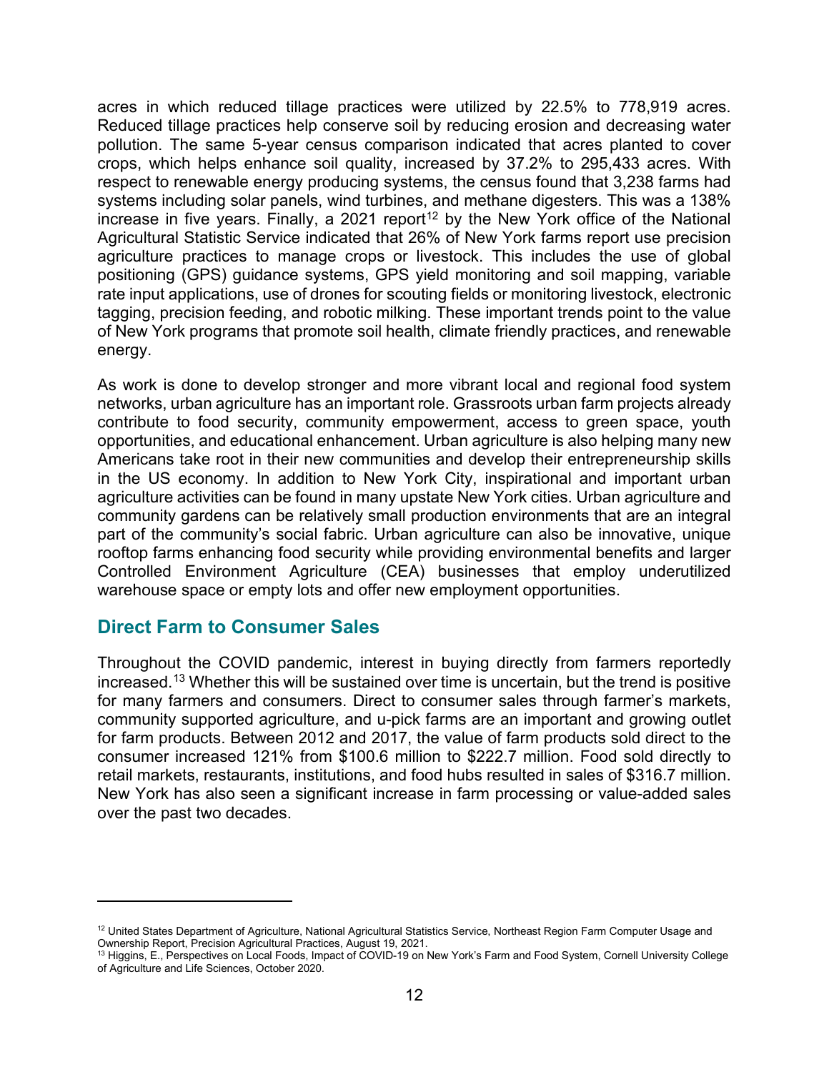acres in which reduced tillage practices were utilized by 22.5% to 778,919 acres. Reduced tillage practices help conserve soil by reducing erosion and decreasing water pollution. The same 5-year census comparison indicated that acres planted to cover crops, which helps enhance soil quality, increased by 37.2% to 295,433 acres. With respect to renewable energy producing systems, the census found that 3,238 farms had systems including solar panels, wind turbines, and methane digesters. This was a 138% increase in five years. Finally, a 2021 report[12] by the New York office of the National Agricultural Statistic Service indicated that 26% of New York farms report use precision agriculture practices to manage crops or livestock. This includes the use of global positioning (GPS) guidance systems, GPS yield monitoring and soil mapping, variable rate input applications, use of drones for scouting fields or monitoring livestock, electronic tagging, precision feeding, and robotic milking. These important trends point to the value of New York programs that promote soil health, climate friendly practices, and renewable energy.

As work is done to develop stronger and more vibrant local and regional food system networks, urban agriculture has an important role. Grassroots urban farm projects already contribute to food security, community empowerment, access to green space, youth opportunities, and educational enhancement. Urban agriculture is also helping many new Americans take root in their new communities and develop their entrepreneurship skills in the US economy. In addition to New York City, inspirational and important urban agriculture activities can be found in many upstate New York cities. Urban agriculture and community gardens can be relatively small production environments that are an integral part of the community's social fabric. Urban agriculture can also be innovative, unique rooftop farms enhancing food security while providing environmental benefits and larger Controlled Environment Agriculture (CEA) businesses that employ underutilized warehouse space or empty lots and offer new employment opportunities.

## Direct Farm to Consumer Sales

Throughout the COVID pandemic, interest in buying directly from farmers reportedly increased.[13] Whether this will be sustained over time is uncertain, but the trend is positive for many farmers and consumers. Direct to consumer sales through farmer's markets, community supported agriculture, and u-pick farms are an important and growing outlet for farm products. Between 2012 and 2017, the value of farm products sold direct to the consumer increased 121% from $100.6 million to $222.7 million. Food sold directly to retail markets, restaurants, institutions, and food hubs resulted in sales of $316.7 million. New York has also seen a significant increase in farm processing or value-added sales over the past two decades.

---

[12] United States Department of Agriculture, National Agricultural Statistics Service, Northeast Region Farm Computer Usage and Ownership Report, Precision Agricultural Practices, August 19, 2021.

[13] Higgins, E., Perspectives on Local Foods, Impact of COVID-19 on New York's Farm and Food System, Cornell University College of Agriculture and Life Sciences, October 2020.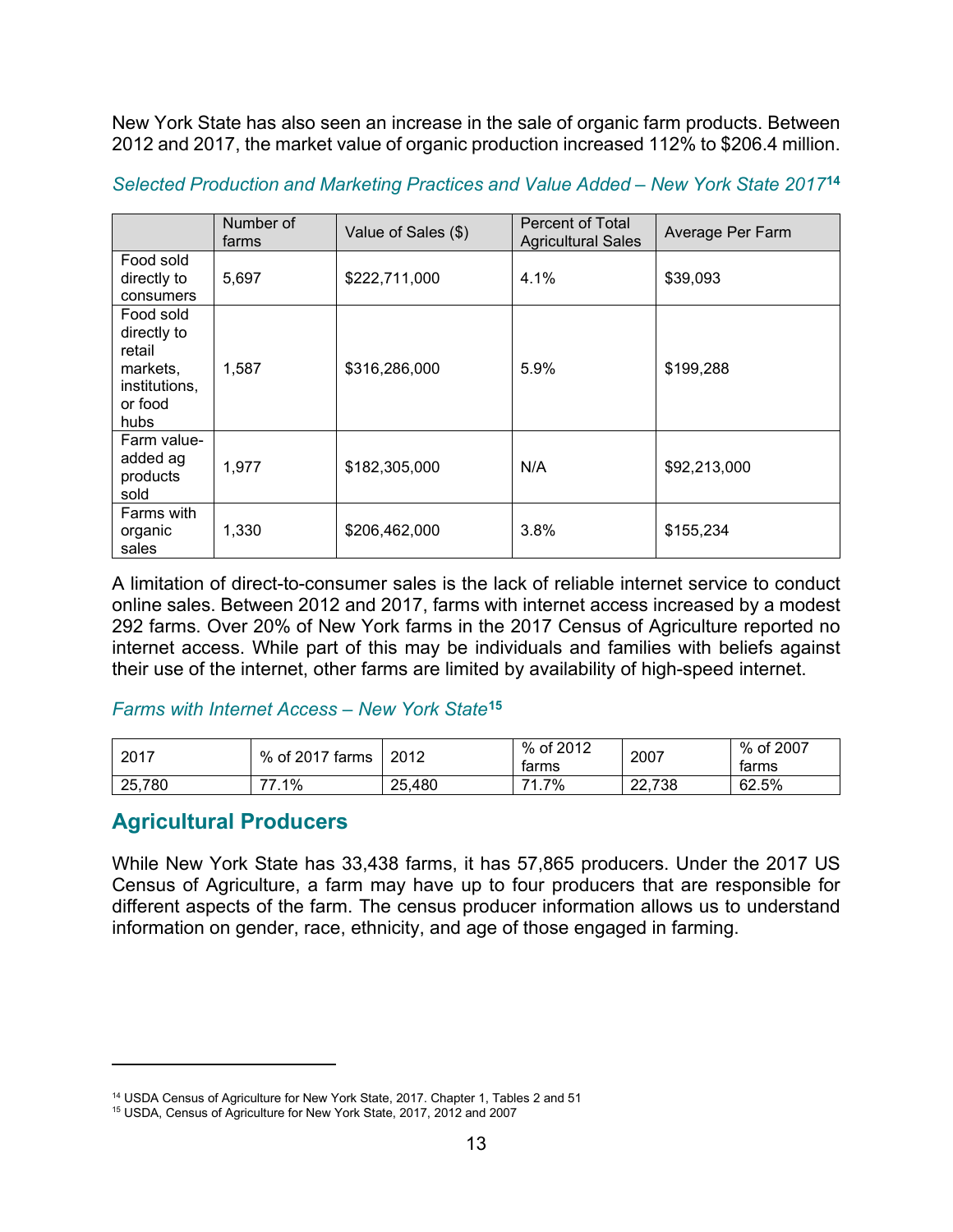New York State has also seen an increase in the sale of organic farm products. Between 2012 and 2017, the market value of organic production increased 112% to $206.4 million.

*Selected Production and Marketing Practices and Value Added – New York State 2017*[14]

| | Number of farms | Value of Sales ($) | Percent of Total Agricultural Sales | Average Per Farm |
|---|---|---|---|---|
| Food sold directly to consumers | 5,697 | $222,711,000 | 4.1% | $39,093 |
| Food sold directly to retail markets, institutions, or food hubs | 1,587 | $316,286,000 | 5.9% | $199,288 |
| Farm value-added ag products sold | 1,977 | $182,305,000 | N/A | $92,213,000 |
| Farms with organic sales | 1,330 | $206,462,000 | 3.8% | $155,234 |

A limitation of direct-to-consumer sales is the lack of reliable internet service to conduct online sales. Between 2012 and 2017, farms with internet access increased by a modest 292 farms. Over 20% of New York farms in the 2017 Census of Agriculture reported no internet access. While part of this may be individuals and families with beliefs against their use of the internet, other farms are limited by availability of high-speed internet.

*Farms with Internet Access – New York State*[15]

| 2017 | % of 2017 farms | 2012 | % of 2012 farms | 2007 | % of 2007 farms |
|---|---|---|---|---|---|
| 25,780 | 77.1% | 25,480 | 71.7% | 22,738 | 62.5% |

## Agricultural Producers

While New York State has 33,438 farms, it has 57,865 producers. Under the 2017 US Census of Agriculture, a farm may have up to four producers that are responsible for different aspects of the farm. The census producer information allows us to understand information on gender, race, ethnicity, and age of those engaged in farming.

---

[14] USDA Census of Agriculture for New York State, 2017. Chapter 1, Tables 2 and 51

[15] USDA, Census of Agriculture for New York State, 2017, 2012 and 2007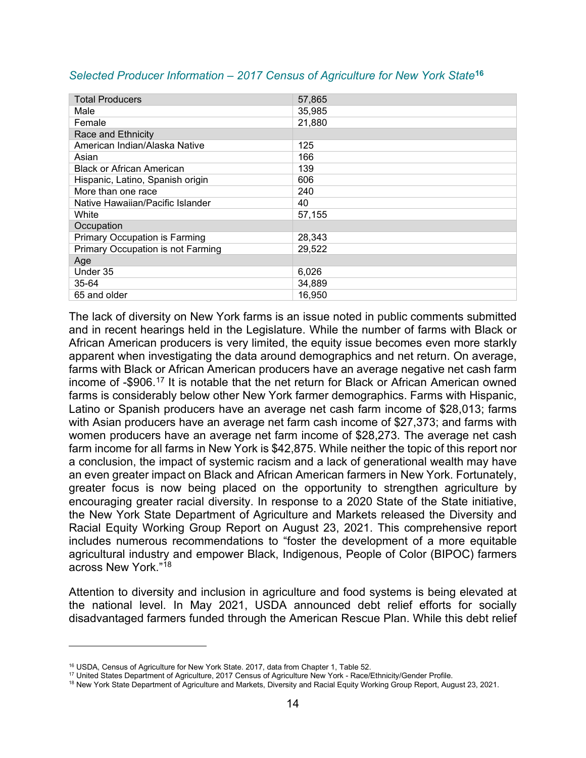*Selected Producer Information – 2017 Census of Agriculture for New York State[16]*

| Total Producers | 57,865 |
|---|---|
| Male | 35,985 |
| Female | 21,880 |
| Race and Ethnicity | |
| American Indian/Alaska Native | 125 |
| Asian | 166 |
| Black or African American | 139 |
| Hispanic, Latino, Spanish origin | 606 |
| More than one race | 240 |
| Native Hawaiian/Pacific Islander | 40 |
| White | 57,155 |
| Occupation | |
| Primary Occupation is Farming | 28,343 |
| Primary Occupation is not Farming | 29,522 |
| Age | |
| Under 35 | 6,026 |
| 35-64 | 34,889 |
| 65 and older | 16,950 |

The lack of diversity on New York farms is an issue noted in public comments submitted and in recent hearings held in the Legislature. While the number of farms with Black or African American producers is very limited, the equity issue becomes even more starkly apparent when investigating the data around demographics and net return. On average, farms with Black or African American producers have an average negative net cash farm income of -$906.[17] It is notable that the net return for Black or African American owned farms is considerably below other New York farmer demographics. Farms with Hispanic, Latino or Spanish producers have an average net cash farm income of $28,013; farms with Asian producers have an average net farm cash income of $27,373; and farms with women producers have an average net farm income of $28,273. The average net cash farm income for all farms in New York is $42,875. While neither the topic of this report nor a conclusion, the impact of systemic racism and a lack of generational wealth may have an even greater impact on Black and African American farmers in New York. Fortunately, greater focus is now being placed on the opportunity to strengthen agriculture by encouraging greater racial diversity. In response to a 2020 State of the State initiative, the New York State Department of Agriculture and Markets released the Diversity and Racial Equity Working Group Report on August 23, 2021. This comprehensive report includes numerous recommendations to "foster the development of a more equitable agricultural industry and empower Black, Indigenous, People of Color (BIPOC) farmers across New York."[18]

Attention to diversity and inclusion in agriculture and food systems is being elevated at the national level. In May 2021, USDA announced debt relief efforts for socially disadvantaged farmers funded through the American Rescue Plan. While this debt relief

---

[16] USDA, Census of Agriculture for New York State. 2017, data from Chapter 1, Table 52.
[17] United States Department of Agriculture, 2017 Census of Agriculture New York - Race/Ethnicity/Gender Profile.
[18] New York State Department of Agriculture and Markets, Diversity and Racial Equity Working Group Report, August 23, 2021.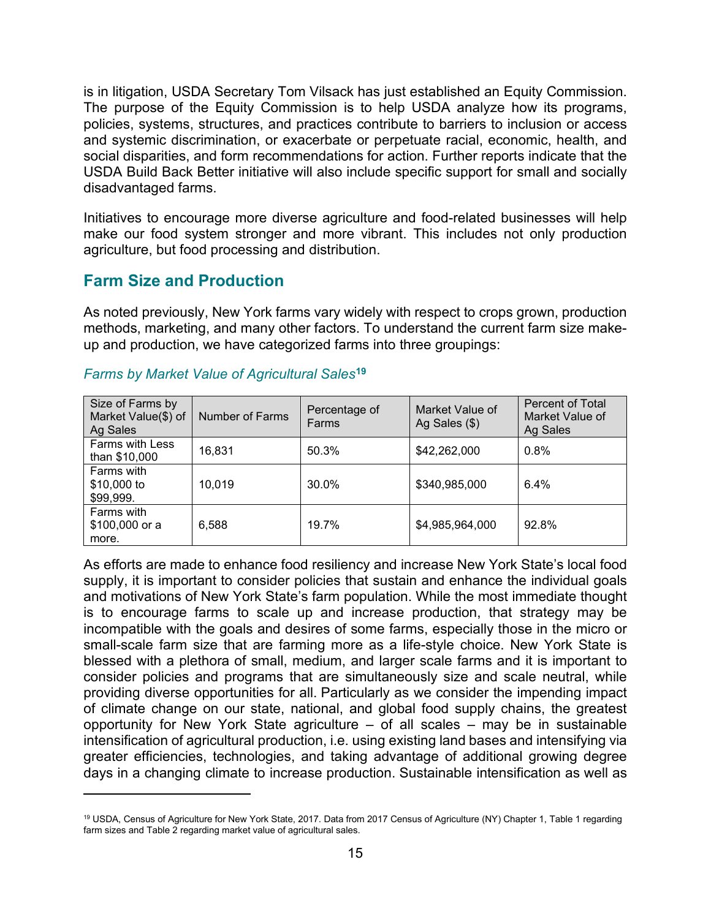is in litigation, USDA Secretary Tom Vilsack has just established an Equity Commission. The purpose of the Equity Commission is to help USDA analyze how its programs, policies, systems, structures, and practices contribute to barriers to inclusion or access and systemic discrimination, or exacerbate or perpetuate racial, economic, health, and social disparities, and form recommendations for action. Further reports indicate that the USDA Build Back Better initiative will also include specific support for small and socially disadvantaged farms.

Initiatives to encourage more diverse agriculture and food-related businesses will help make our food system stronger and more vibrant. This includes not only production agriculture, but food processing and distribution.

## Farm Size and Production

As noted previously, New York farms vary widely with respect to crops grown, production methods, marketing, and many other factors. To understand the current farm size make-up and production, we have categorized farms into three groupings:

*Farms by Market Value of Agricultural Sales*[19]

| Size of Farms by Market Value($) of Ag Sales | Number of Farms | Percentage of Farms | Market Value of Ag Sales ($) | Percent of Total Market Value of Ag Sales |
|---|---|---|---|---|
| Farms with Less than $10,000 | 16,831 | 50.3% | $42,262,000 | 0.8% |
| Farms with $10,000 to $99,999. | 10,019 | 30.0% | $340,985,000 | 6.4% |
| Farms with $100,000 or a more. | 6,588 | 19.7% | $4,985,964,000 | 92.8% |

As efforts are made to enhance food resiliency and increase New York State's local food supply, it is important to consider policies that sustain and enhance the individual goals and motivations of New York State's farm population. While the most immediate thought is to encourage farms to scale up and increase production, that strategy may be incompatible with the goals and desires of some farms, especially those in the micro or small-scale farm size that are farming more as a life-style choice. New York State is blessed with a plethora of small, medium, and larger scale farms and it is important to consider policies and programs that are simultaneously size and scale neutral, while providing diverse opportunities for all. Particularly as we consider the impending impact of climate change on our state, national, and global food supply chains, the greatest opportunity for New York State agriculture – of all scales – may be in sustainable intensification of agricultural production, i.e. using existing land bases and intensifying via greater efficiencies, technologies, and taking advantage of additional growing degree days in a changing climate to increase production. Sustainable intensification as well as

[19] USDA, Census of Agriculture for New York State, 2017. Data from 2017 Census of Agriculture (NY) Chapter 1, Table 1 regarding farm sizes and Table 2 regarding market value of agricultural sales.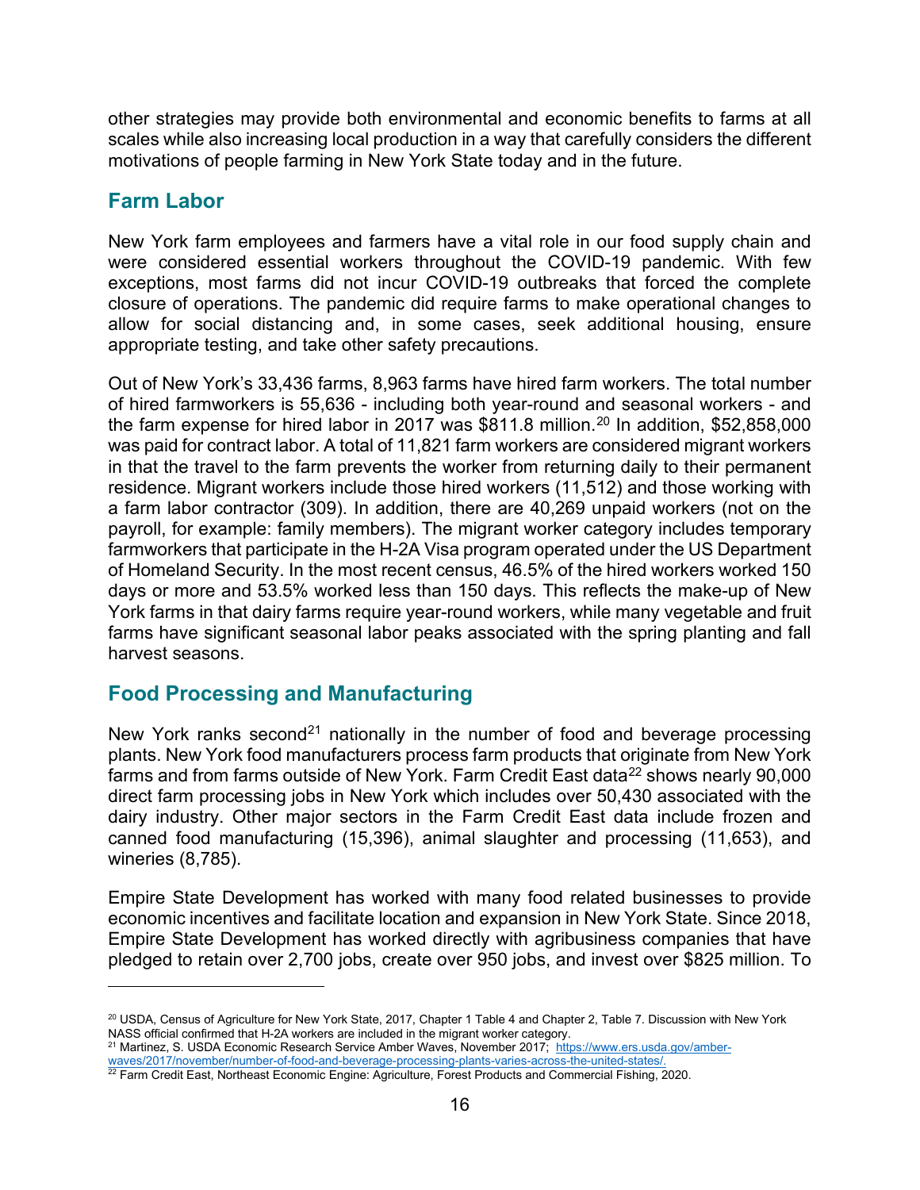other strategies may provide both environmental and economic benefits to farms at all scales while also increasing local production in a way that carefully considers the different motivations of people farming in New York State today and in the future.

## Farm Labor

New York farm employees and farmers have a vital role in our food supply chain and were considered essential workers throughout the COVID-19 pandemic. With few exceptions, most farms did not incur COVID-19 outbreaks that forced the complete closure of operations. The pandemic did require farms to make operational changes to allow for social distancing and, in some cases, seek additional housing, ensure appropriate testing, and take other safety precautions.

Out of New York's 33,436 farms, 8,963 farms have hired farm workers. The total number of hired farmworkers is 55,636 - including both year-round and seasonal workers - and the farm expense for hired labor in 2017 was $811.8 million.[20] In addition, $52,858,000 was paid for contract labor. A total of 11,821 farm workers are considered migrant workers in that the travel to the farm prevents the worker from returning daily to their permanent residence. Migrant workers include those hired workers (11,512) and those working with a farm labor contractor (309). In addition, there are 40,269 unpaid workers (not on the payroll, for example: family members). The migrant worker category includes temporary farmworkers that participate in the H-2A Visa program operated under the US Department of Homeland Security. In the most recent census, 46.5% of the hired workers worked 150 days or more and 53.5% worked less than 150 days. This reflects the make-up of New York farms in that dairy farms require year-round workers, while many vegetable and fruit farms have significant seasonal labor peaks associated with the spring planting and fall harvest seasons.

## Food Processing and Manufacturing

New York ranks second[21] nationally in the number of food and beverage processing plants. New York food manufacturers process farm products that originate from New York farms and from farms outside of New York. Farm Credit East data[22] shows nearly 90,000 direct farm processing jobs in New York which includes over 50,430 associated with the dairy industry. Other major sectors in the Farm Credit East data include frozen and canned food manufacturing (15,396), animal slaughter and processing (11,653), and wineries (8,785).

Empire State Development has worked with many food related businesses to provide economic incentives and facilitate location and expansion in New York State. Since 2018, Empire State Development has worked directly with agribusiness companies that have pledged to retain over 2,700 jobs, create over 950 jobs, and invest over $825 million. To

---

[20] USDA, Census of Agriculture for New York State, 2017, Chapter 1 Table 4 and Chapter 2, Table 7. Discussion with New York NASS official confirmed that H-2A workers are included in the migrant worker category.

[21] Martinez, S. USDA Economic Research Service Amber Waves, November 2017; https://www.ers.usda.gov/amber-waves/2017/november/number-of-food-and-beverage-processing-plants-varies-across-the-united-states/.

[22] Farm Credit East, Northeast Economic Engine: Agriculture, Forest Products and Commercial Fishing, 2020.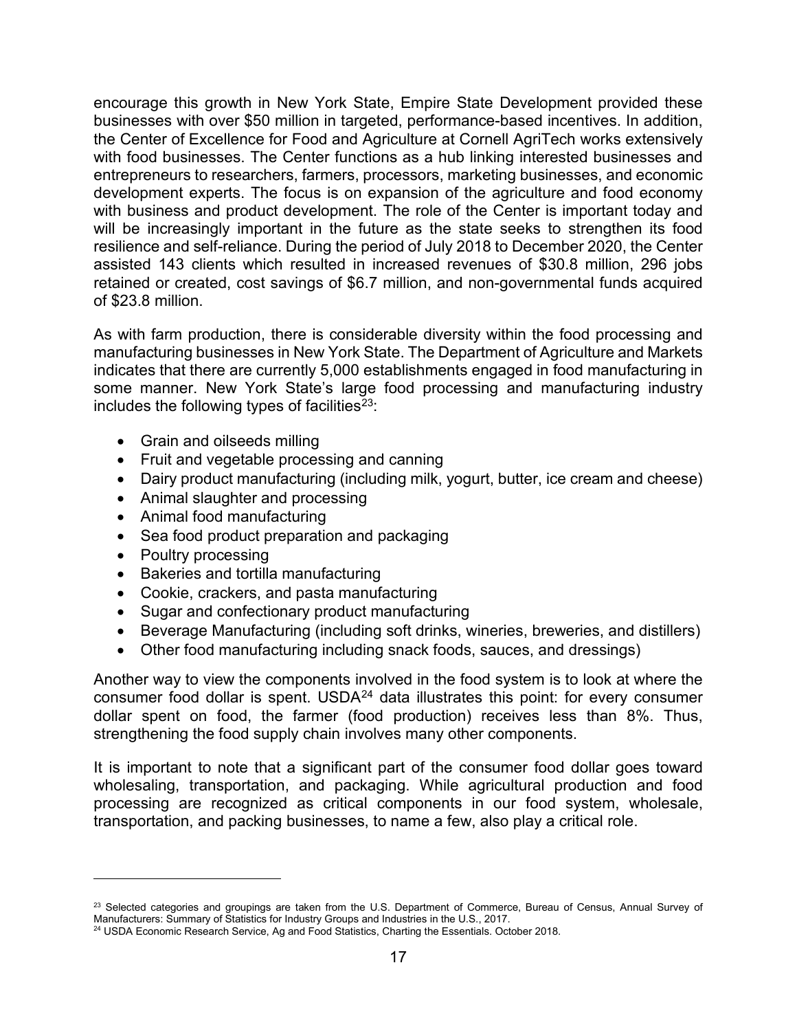encourage this growth in New York State, Empire State Development provided these businesses with over $50 million in targeted, performance-based incentives. In addition, the Center of Excellence for Food and Agriculture at Cornell AgriTech works extensively with food businesses. The Center functions as a hub linking interested businesses and entrepreneurs to researchers, farmers, processors, marketing businesses, and economic development experts. The focus is on expansion of the agriculture and food economy with business and product development. The role of the Center is important today and will be increasingly important in the future as the state seeks to strengthen its food resilience and self-reliance. During the period of July 2018 to December 2020, the Center assisted 143 clients which resulted in increased revenues of $30.8 million, 296 jobs retained or created, cost savings of $6.7 million, and non-governmental funds acquired of $23.8 million.

As with farm production, there is considerable diversity within the food processing and manufacturing businesses in New York State. The Department of Agriculture and Markets indicates that there are currently 5,000 establishments engaged in food manufacturing in some manner. New York State's large food processing and manufacturing industry includes the following types of facilities[23]:

- Grain and oilseeds milling
- Fruit and vegetable processing and canning
- Dairy product manufacturing (including milk, yogurt, butter, ice cream and cheese)
- Animal slaughter and processing
- Animal food manufacturing
- Sea food product preparation and packaging
- Poultry processing
- Bakeries and tortilla manufacturing
- Cookie, crackers, and pasta manufacturing
- Sugar and confectionary product manufacturing
- Beverage Manufacturing (including soft drinks, wineries, breweries, and distillers)
- Other food manufacturing including snack foods, sauces, and dressings)

Another way to view the components involved in the food system is to look at where the consumer food dollar is spent. USDA[24] data illustrates this point: for every consumer dollar spent on food, the farmer (food production) receives less than 8%. Thus, strengthening the food supply chain involves many other components.

It is important to note that a significant part of the consumer food dollar goes toward wholesaling, transportation, and packaging. While agricultural production and food processing are recognized as critical components in our food system, wholesale, transportation, and packing businesses, to name a few, also play a critical role.

---

[23] Selected categories and groupings are taken from the U.S. Department of Commerce, Bureau of Census, Annual Survey of Manufacturers: Summary of Statistics for Industry Groups and Industries in the U.S., 2017.

[24] USDA Economic Research Service, Ag and Food Statistics, Charting the Essentials. October 2018.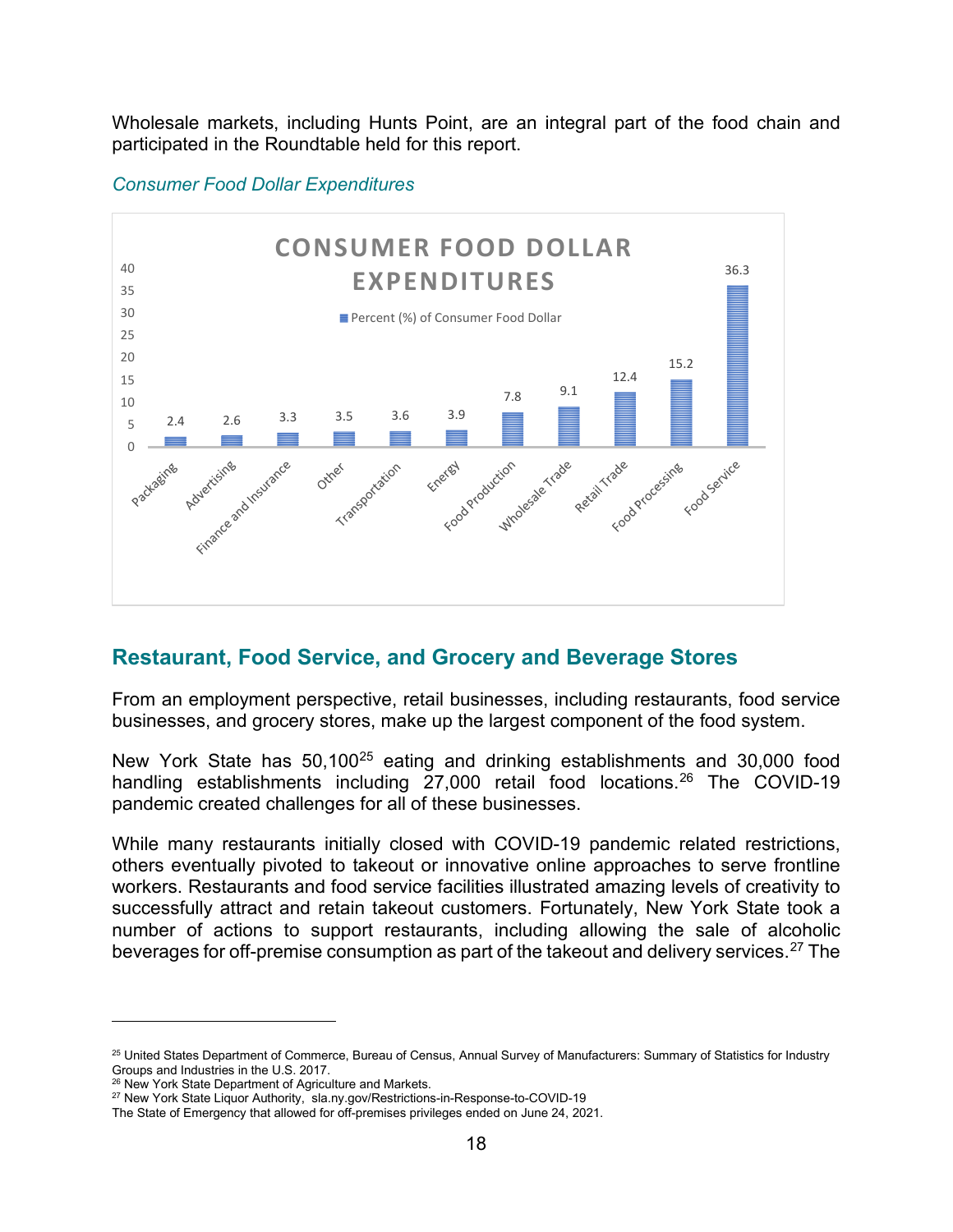Wholesale markets, including Hunts Point, are an integral part of the food chain and participated in the Roundtable held for this report.

*Consumer Food Dollar Expenditures*

**CONSUMER FOOD DOLLAR EXPENDITURES**

| Category | Percent (%) of Consumer Food Dollar |
|---|---|
| Packaging | 2.4 |
| Advertising | 2.6 |
| Finance and Insurance | 3.3 |
| Other | 3.5 |
| Transportation | 3.6 |
| Energy | 3.9 |
| Food Production | 7.8 |
| Wholesale Trade | 9.1 |
| Retail Trade | 12.4 |
| Food Processing | 15.2 |
| Food Service | 36.3 |

## Restaurant, Food Service, and Grocery and Beverage Stores

From an employment perspective, retail businesses, including restaurants, food service businesses, and grocery stores, make up the largest component of the food system.

New York State has 50,100[25] eating and drinking establishments and 30,000 food handling establishments including 27,000 retail food locations.[26] The COVID-19 pandemic created challenges for all of these businesses.

While many restaurants initially closed with COVID-19 pandemic related restrictions, others eventually pivoted to takeout or innovative online approaches to serve frontline workers. Restaurants and food service facilities illustrated amazing levels of creativity to successfully attract and retain takeout customers. Fortunately, New York State took a number of actions to support restaurants, including allowing the sale of alcoholic beverages for off-premise consumption as part of the takeout and delivery services.[27] The

---

[25] United States Department of Commerce, Bureau of Census, Annual Survey of Manufacturers: Summary of Statistics for Industry Groups and Industries in the U.S. 2017.

[26] New York State Department of Agriculture and Markets.

[27] New York State Liquor Authority, sla.ny.gov/Restrictions-in-Response-to-COVID-19
The State of Emergency that allowed for off-premises privileges ended on June 24, 2021.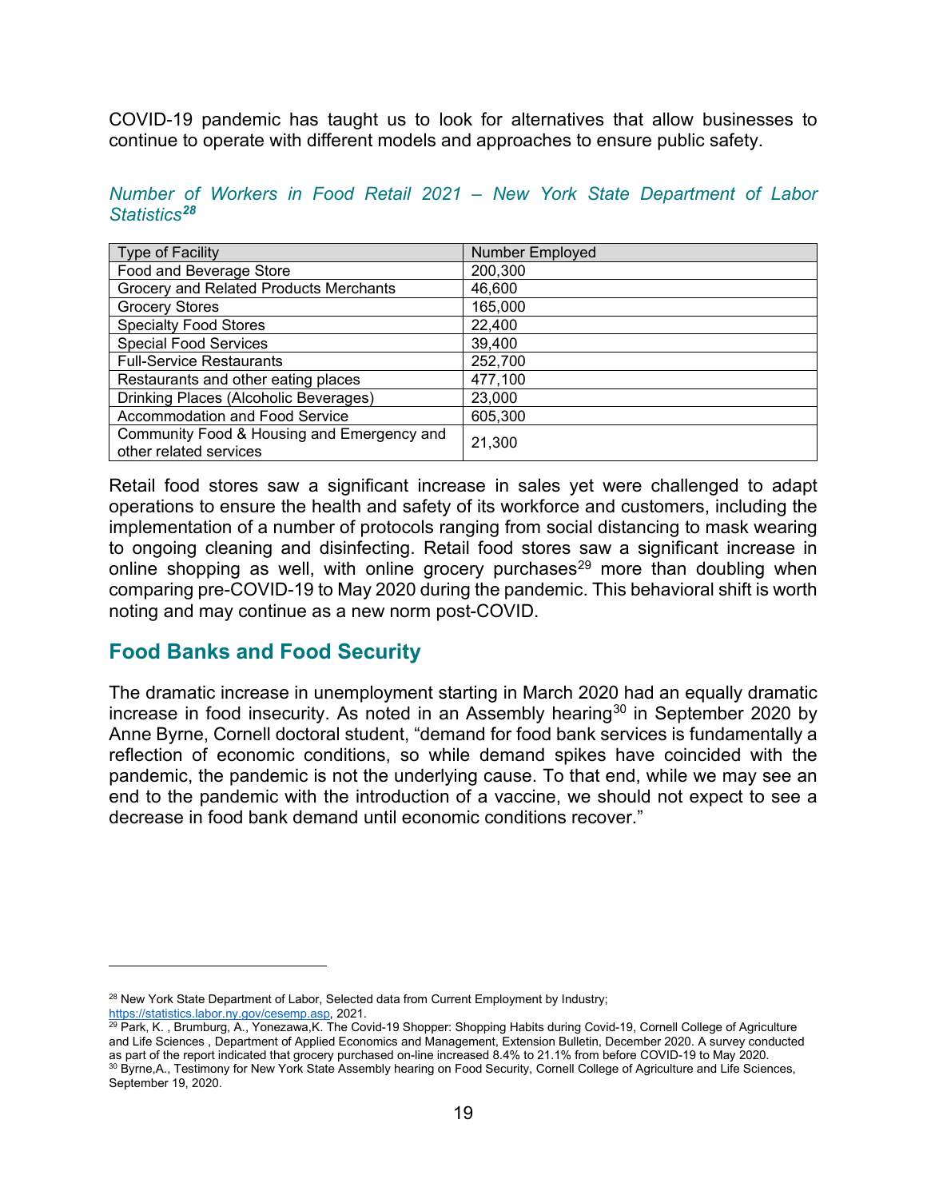COVID-19 pandemic has taught us to look for alternatives that allow businesses to continue to operate with different models and approaches to ensure public safety.

*Number of Workers in Food Retail 2021 – New York State Department of Labor Statistics[28]*

| Type of Facility | Number Employed |
|---|---|
| Food and Beverage Store | 200,300 |
| Grocery and Related Products Merchants | 46,600 |
| Grocery Stores | 165,000 |
| Specialty Food Stores | 22,400 |
| Special Food Services | 39,400 |
| Full-Service Restaurants | 252,700 |
| Restaurants and other eating places | 477,100 |
| Drinking Places (Alcoholic Beverages) | 23,000 |
| Accommodation and Food Service | 605,300 |
| Community Food & Housing and Emergency and other related services | 21,300 |

Retail food stores saw a significant increase in sales yet were challenged to adapt operations to ensure the health and safety of its workforce and customers, including the implementation of a number of protocols ranging from social distancing to mask wearing to ongoing cleaning and disinfecting. Retail food stores saw a significant increase in online shopping as well, with online grocery purchases[29] more than doubling when comparing pre-COVID-19 to May 2020 during the pandemic. This behavioral shift is worth noting and may continue as a new norm post-COVID.

## Food Banks and Food Security

The dramatic increase in unemployment starting in March 2020 had an equally dramatic increase in food insecurity. As noted in an Assembly hearing[30] in September 2020 by Anne Byrne, Cornell doctoral student, "demand for food bank services is fundamentally a reflection of economic conditions, so while demand spikes have coincided with the pandemic, the pandemic is not the underlying cause. To that end, while we may see an end to the pandemic with the introduction of a vaccine, we should not expect to see a decrease in food bank demand until economic conditions recover."

---

[28] New York State Department of Labor, Selected data from Current Employment by Industry; https://statistics.labor.ny.gov/cesemp.asp, 2021.

[29] Park, K. , Brumburg, A., Yonezawa,K. The Covid-19 Shopper: Shopping Habits during Covid-19, Cornell College of Agriculture and Life Sciences , Department of Applied Economics and Management, Extension Bulletin, December 2020. A survey conducted as part of the report indicated that grocery purchased on-line increased 8.4% to 21.1% from before COVID-19 to May 2020.

[30] Byrne,A., Testimony for New York State Assembly hearing on Food Security, Cornell College of Agriculture and Life Sciences, September 19, 2020.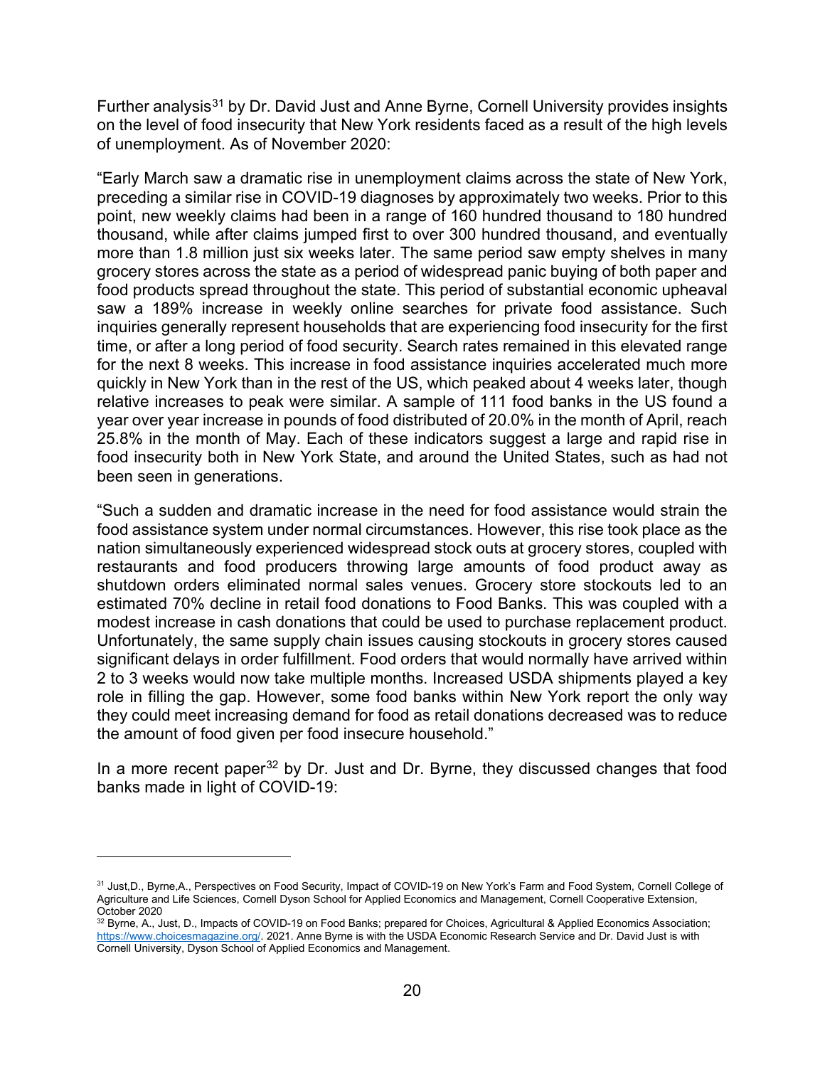Further analysis[31] by Dr. David Just and Anne Byrne, Cornell University provides insights on the level of food insecurity that New York residents faced as a result of the high levels of unemployment. As of November 2020:

"Early March saw a dramatic rise in unemployment claims across the state of New York, preceding a similar rise in COVID-19 diagnoses by approximately two weeks. Prior to this point, new weekly claims had been in a range of 160 hundred thousand to 180 hundred thousand, while after claims jumped first to over 300 hundred thousand, and eventually more than 1.8 million just six weeks later. The same period saw empty shelves in many grocery stores across the state as a period of widespread panic buying of both paper and food products spread throughout the state. This period of substantial economic upheaval saw a 189% increase in weekly online searches for private food assistance. Such inquiries generally represent households that are experiencing food insecurity for the first time, or after a long period of food security. Search rates remained in this elevated range for the next 8 weeks. This increase in food assistance inquiries accelerated much more quickly in New York than in the rest of the US, which peaked about 4 weeks later, though relative increases to peak were similar. A sample of 111 food banks in the US found a year over year increase in pounds of food distributed of 20.0% in the month of April, reach 25.8% in the month of May. Each of these indicators suggest a large and rapid rise in food insecurity both in New York State, and around the United States, such as had not been seen in generations.

"Such a sudden and dramatic increase in the need for food assistance would strain the food assistance system under normal circumstances. However, this rise took place as the nation simultaneously experienced widespread stock outs at grocery stores, coupled with restaurants and food producers throwing large amounts of food product away as shutdown orders eliminated normal sales venues. Grocery store stockouts led to an estimated 70% decline in retail food donations to Food Banks. This was coupled with a modest increase in cash donations that could be used to purchase replacement product. Unfortunately, the same supply chain issues causing stockouts in grocery stores caused significant delays in order fulfillment. Food orders that would normally have arrived within 2 to 3 weeks would now take multiple months. Increased USDA shipments played a key role in filling the gap. However, some food banks within New York report the only way they could meet increasing demand for food as retail donations decreased was to reduce the amount of food given per food insecure household."

In a more recent paper[32] by Dr. Just and Dr. Byrne, they discussed changes that food banks made in light of COVID-19:

---

[31] Just,D., Byrne,A., Perspectives on Food Security, Impact of COVID-19 on New York's Farm and Food System, Cornell College of Agriculture and Life Sciences, Cornell Dyson School for Applied Economics and Management, Cornell Cooperative Extension, October 2020

[32] Byrne, A., Just, D., Impacts of COVID-19 on Food Banks; prepared for Choices, Agricultural & Applied Economics Association; https://www.choicesmagazine.org/. 2021. Anne Byrne is with the USDA Economic Research Service and Dr. David Just is with Cornell University, Dyson School of Applied Economics and Management.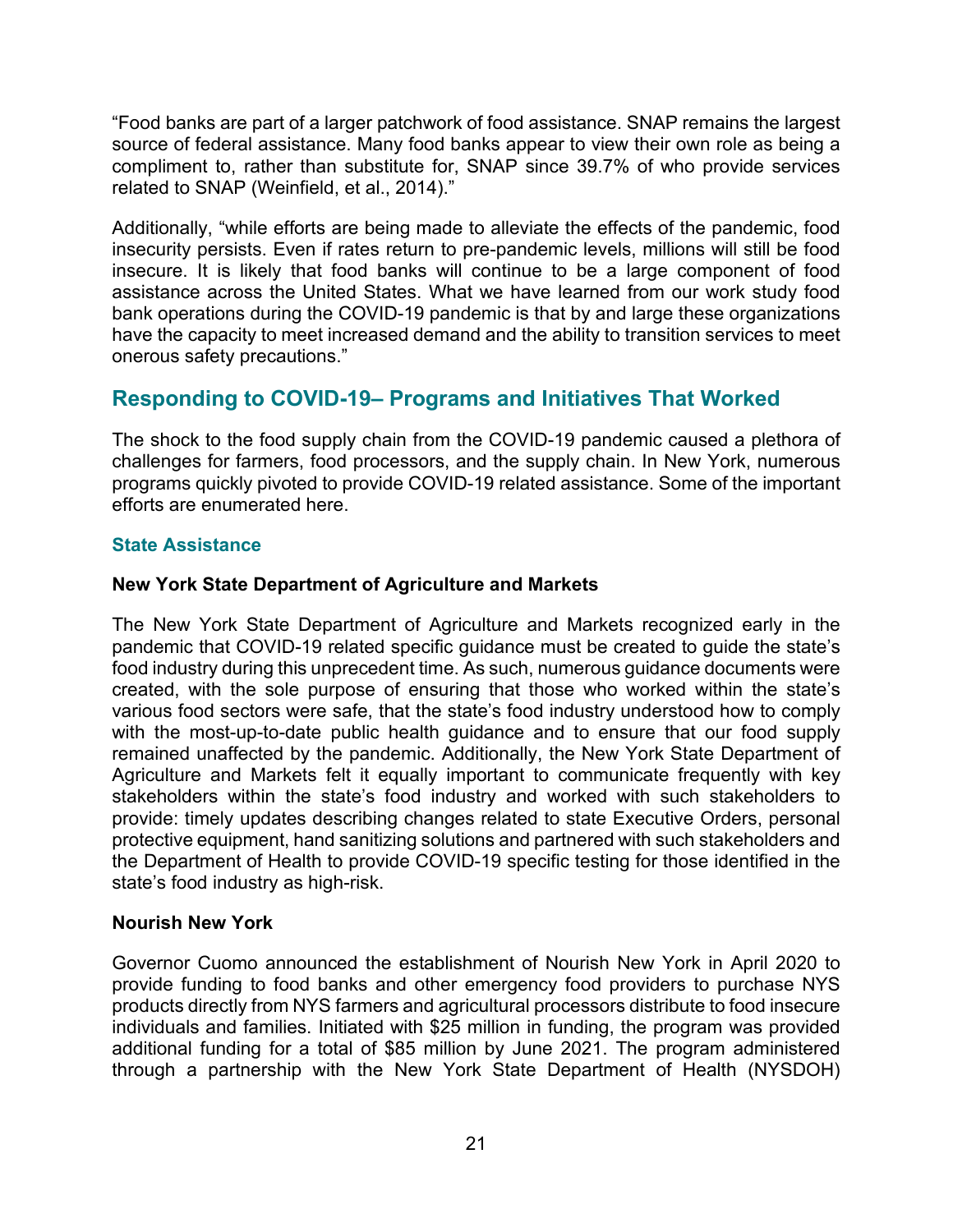"Food banks are part of a larger patchwork of food assistance. SNAP remains the largest source of federal assistance. Many food banks appear to view their own role as being a compliment to, rather than substitute for, SNAP since 39.7% of who provide services related to SNAP (Weinfield, et al., 2014)."

Additionally, "while efforts are being made to alleviate the effects of the pandemic, food insecurity persists. Even if rates return to pre-pandemic levels, millions will still be food insecure. It is likely that food banks will continue to be a large component of food assistance across the United States. What we have learned from our work study food bank operations during the COVID-19 pandemic is that by and large these organizations have the capacity to meet increased demand and the ability to transition services to meet onerous safety precautions."

## Responding to COVID-19– Programs and Initiatives That Worked

The shock to the food supply chain from the COVID-19 pandemic caused a plethora of challenges for farmers, food processors, and the supply chain. In New York, numerous programs quickly pivoted to provide COVID-19 related assistance. Some of the important efforts are enumerated here.

### State Assistance

**New York State Department of Agriculture and Markets**

The New York State Department of Agriculture and Markets recognized early in the pandemic that COVID-19 related specific guidance must be created to guide the state's food industry during this unprecedent time. As such, numerous guidance documents were created, with the sole purpose of ensuring that those who worked within the state's various food sectors were safe, that the state's food industry understood how to comply with the most-up-to-date public health guidance and to ensure that our food supply remained unaffected by the pandemic. Additionally, the New York State Department of Agriculture and Markets felt it equally important to communicate frequently with key stakeholders within the state's food industry and worked with such stakeholders to provide: timely updates describing changes related to state Executive Orders, personal protective equipment, hand sanitizing solutions and partnered with such stakeholders and the Department of Health to provide COVID-19 specific testing for those identified in the state's food industry as high-risk.

**Nourish New York**

Governor Cuomo announced the establishment of Nourish New York in April 2020 to provide funding to food banks and other emergency food providers to purchase NYS products directly from NYS farmers and agricultural processors distribute to food insecure individuals and families. Initiated with $25 million in funding, the program was provided additional funding for a total of $85 million by June 2021. The program administered through a partnership with the New York State Department of Health (NYSDOH)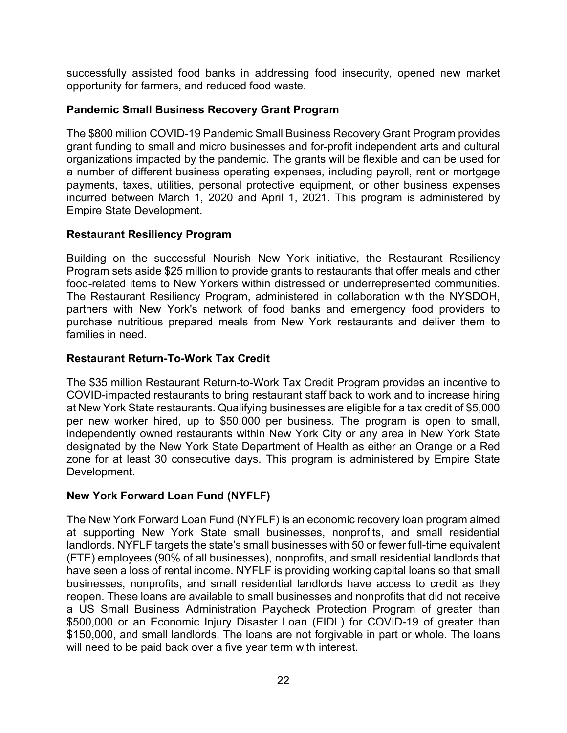successfully assisted food banks in addressing food insecurity, opened new market opportunity for farmers, and reduced food waste.

### Pandemic Small Business Recovery Grant Program

The $800 million COVID-19 Pandemic Small Business Recovery Grant Program provides grant funding to small and micro businesses and for-profit independent arts and cultural organizations impacted by the pandemic. The grants will be flexible and can be used for a number of different business operating expenses, including payroll, rent or mortgage payments, taxes, utilities, personal protective equipment, or other business expenses incurred between March 1, 2020 and April 1, 2021. This program is administered by Empire State Development.

### Restaurant Resiliency Program

Building on the successful Nourish New York initiative, the Restaurant Resiliency Program sets aside $25 million to provide grants to restaurants that offer meals and other food-related items to New Yorkers within distressed or underrepresented communities. The Restaurant Resiliency Program, administered in collaboration with the NYSDOH, partners with New York's network of food banks and emergency food providers to purchase nutritious prepared meals from New York restaurants and deliver them to families in need.

### Restaurant Return-To-Work Tax Credit

The $35 million Restaurant Return-to-Work Tax Credit Program provides an incentive to COVID-impacted restaurants to bring restaurant staff back to work and to increase hiring at New York State restaurants. Qualifying businesses are eligible for a tax credit of $5,000 per new worker hired, up to $50,000 per business. The program is open to small, independently owned restaurants within New York City or any area in New York State designated by the New York State Department of Health as either an Orange or a Red zone for at least 30 consecutive days. This program is administered by Empire State Development.

### New York Forward Loan Fund (NYFLF)

The New York Forward Loan Fund (NYFLF) is an economic recovery loan program aimed at supporting New York State small businesses, nonprofits, and small residential landlords. NYFLF targets the state's small businesses with 50 or fewer full-time equivalent (FTE) employees (90% of all businesses), nonprofits, and small residential landlords that have seen a loss of rental income. NYFLF is providing working capital loans so that small businesses, nonprofits, and small residential landlords have access to credit as they reopen. These loans are available to small businesses and nonprofits that did not receive a US Small Business Administration Paycheck Protection Program of greater than $500,000 or an Economic Injury Disaster Loan (EIDL) for COVID-19 of greater than $150,000, and small landlords. The loans are not forgivable in part or whole. The loans will need to be paid back over a five year term with interest.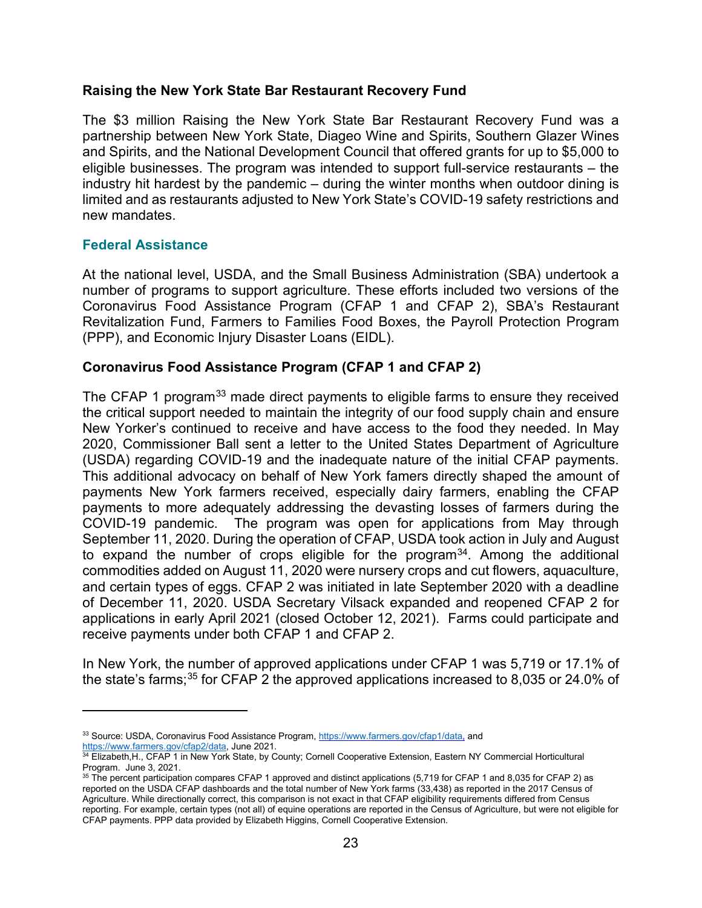### Raising the New York State Bar Restaurant Recovery Fund

The $3 million Raising the New York State Bar Restaurant Recovery Fund was a partnership between New York State, Diageo Wine and Spirits, Southern Glazer Wines and Spirits, and the National Development Council that offered grants for up to $5,000 to eligible businesses. The program was intended to support full-service restaurants – the industry hit hardest by the pandemic – during the winter months when outdoor dining is limited and as restaurants adjusted to New York State's COVID-19 safety restrictions and new mandates.

## Federal Assistance

At the national level, USDA, and the Small Business Administration (SBA) undertook a number of programs to support agriculture. These efforts included two versions of the Coronavirus Food Assistance Program (CFAP 1 and CFAP 2), SBA's Restaurant Revitalization Fund, Farmers to Families Food Boxes, the Payroll Protection Program (PPP), and Economic Injury Disaster Loans (EIDL).

### Coronavirus Food Assistance Program (CFAP 1 and CFAP 2)

The CFAP 1 program[33] made direct payments to eligible farms to ensure they received the critical support needed to maintain the integrity of our food supply chain and ensure New Yorker's continued to receive and have access to the food they needed. In May 2020, Commissioner Ball sent a letter to the United States Department of Agriculture (USDA) regarding COVID-19 and the inadequate nature of the initial CFAP payments. This additional advocacy on behalf of New York famers directly shaped the amount of payments New York farmers received, especially dairy farmers, enabling the CFAP payments to more adequately addressing the devasting losses of farmers during the COVID-19 pandemic. The program was open for applications from May through September 11, 2020. During the operation of CFAP, USDA took action in July and August to expand the number of crops eligible for the program[34]. Among the additional commodities added on August 11, 2020 were nursery crops and cut flowers, aquaculture, and certain types of eggs. CFAP 2 was initiated in late September 2020 with a deadline of December 11, 2020. USDA Secretary Vilsack expanded and reopened CFAP 2 for applications in early April 2021 (closed October 12, 2021). Farms could participate and receive payments under both CFAP 1 and CFAP 2.

In New York, the number of approved applications under CFAP 1 was 5,719 or 17.1% of the state's farms;[35] for CFAP 2 the approved applications increased to 8,035 or 24.0% of

---

[33] Source: USDA, Coronavirus Food Assistance Program, https://www.farmers.gov/cfap1/data, and https://www.farmers.gov/cfap2/data, June 2021.

[34] Elizabeth,H., CFAP 1 in New York State, by County; Cornell Cooperative Extension, Eastern NY Commercial Horticultural Program. June 3, 2021.

[35] The percent participation compares CFAP 1 approved and distinct applications (5,719 for CFAP 1 and 8,035 for CFAP 2) as reported on the USDA CFAP dashboards and the total number of New York farms (33,438) as reported in the 2017 Census of Agriculture. While directionally correct, this comparison is not exact in that CFAP eligibility requirements differed from Census reporting. For example, certain types (not all) of equine operations are reported in the Census of Agriculture, but were not eligible for CFAP payments. PPP data provided by Elizabeth Higgins, Cornell Cooperative Extension.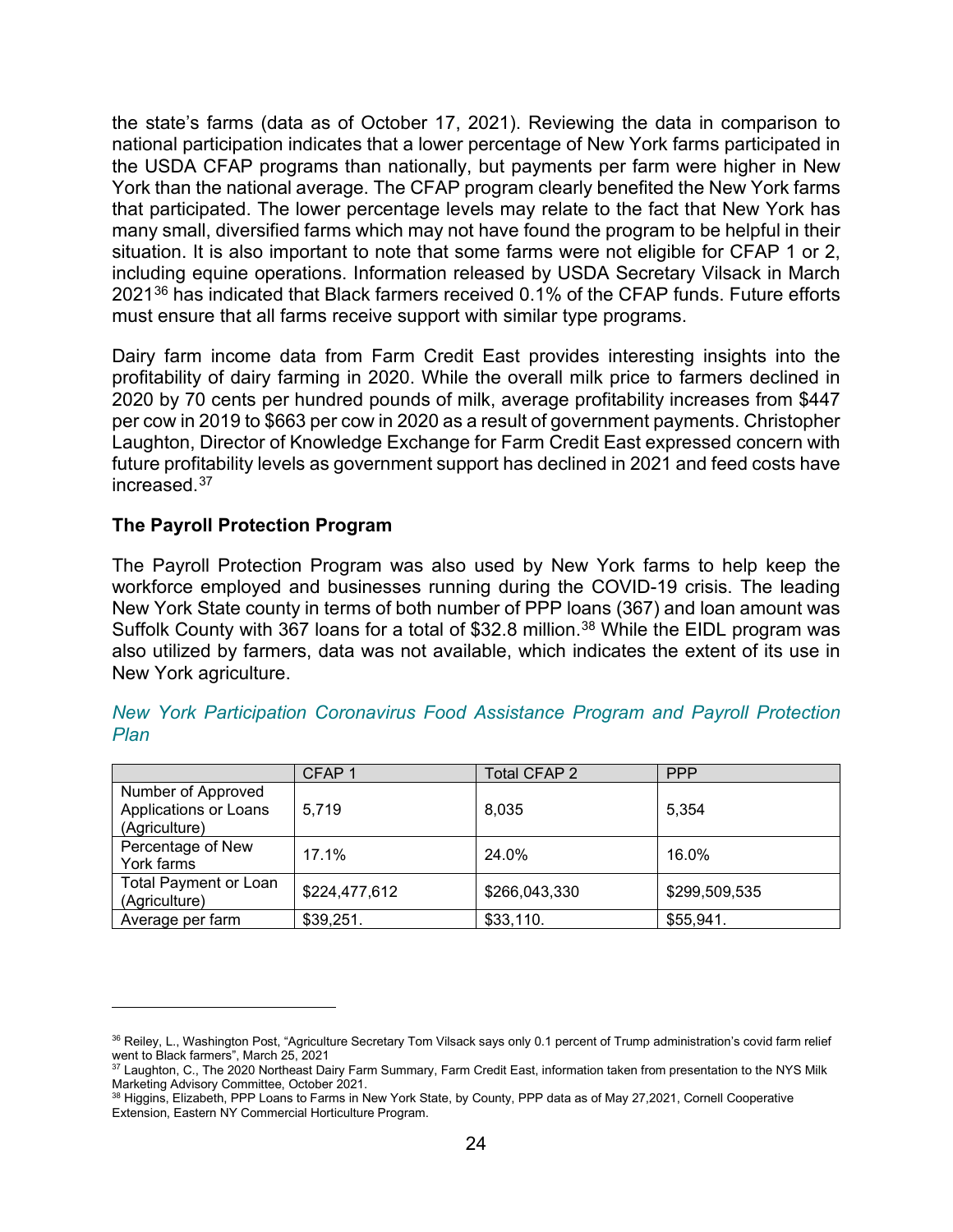the state's farms (data as of October 17, 2021). Reviewing the data in comparison to national participation indicates that a lower percentage of New York farms participated in the USDA CFAP programs than nationally, but payments per farm were higher in New York than the national average. The CFAP program clearly benefited the New York farms that participated. The lower percentage levels may relate to the fact that New York has many small, diversified farms which may not have found the program to be helpful in their situation. It is also important to note that some farms were not eligible for CFAP 1 or 2, including equine operations. Information released by USDA Secretary Vilsack in March 2021[36] has indicated that Black farmers received 0.1% of the CFAP funds. Future efforts must ensure that all farms receive support with similar type programs.

Dairy farm income data from Farm Credit East provides interesting insights into the profitability of dairy farming in 2020. While the overall milk price to farmers declined in 2020 by 70 cents per hundred pounds of milk, average profitability increases from $447 per cow in 2019 to $663 per cow in 2020 as a result of government payments. Christopher Laughton, Director of Knowledge Exchange for Farm Credit East expressed concern with future profitability levels as government support has declined in 2021 and feed costs have increased.[37]

**The Payroll Protection Program**

The Payroll Protection Program was also used by New York farms to help keep the workforce employed and businesses running during the COVID-19 crisis. The leading New York State county in terms of both number of PPP loans (367) and loan amount was Suffolk County with 367 loans for a total of $32.8 million.[38] While the EIDL program was also utilized by farmers, data was not available, which indicates the extent of its use in New York agriculture.

*New York Participation Coronavirus Food Assistance Program and Payroll Protection Plan*

| | CFAP 1 | Total CFAP 2 | PPP |
|---|---|---|---|
| Number of Approved Applications or Loans (Agriculture) | 5,719 | 8,035 | 5,354 |
| Percentage of New York farms | 17.1% | 24.0% | 16.0% |
| Total Payment or Loan (Agriculture) | $224,477,612 | $266,043,330 | $299,509,535 |
| Average per farm | $39,251. | $33,110. | $55,941. |

---

[36] Reiley, L., Washington Post, "Agriculture Secretary Tom Vilsack says only 0.1 percent of Trump administration's covid farm relief went to Black farmers", March 25, 2021

[37] Laughton, C., The 2020 Northeast Dairy Farm Summary, Farm Credit East, information taken from presentation to the NYS Milk Marketing Advisory Committee, October 2021.

[38] Higgins, Elizabeth, PPP Loans to Farms in New York State, by County, PPP data as of May 27,2021, Cornell Cooperative Extension, Eastern NY Commercial Horticulture Program.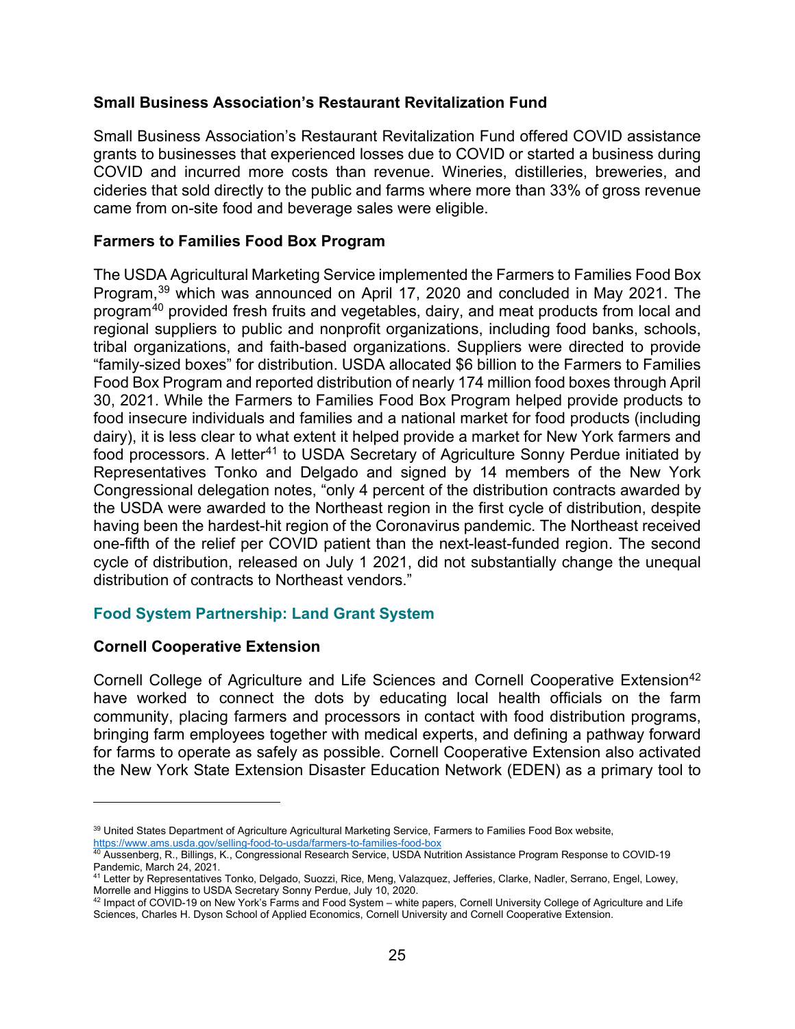### Small Business Association's Restaurant Revitalization Fund

Small Business Association's Restaurant Revitalization Fund offered COVID assistance grants to businesses that experienced losses due to COVID or started a business during COVID and incurred more costs than revenue. Wineries, distilleries, breweries, and cideries that sold directly to the public and farms where more than 33% of gross revenue came from on-site food and beverage sales were eligible.

### Farmers to Families Food Box Program

The USDA Agricultural Marketing Service implemented the Farmers to Families Food Box Program,[39] which was announced on April 17, 2020 and concluded in May 2021. The program[40] provided fresh fruits and vegetables, dairy, and meat products from local and regional suppliers to public and nonprofit organizations, including food banks, schools, tribal organizations, and faith-based organizations. Suppliers were directed to provide "family-sized boxes" for distribution. USDA allocated $6 billion to the Farmers to Families Food Box Program and reported distribution of nearly 174 million food boxes through April 30, 2021. While the Farmers to Families Food Box Program helped provide products to food insecure individuals and families and a national market for food products (including dairy), it is less clear to what extent it helped provide a market for New York farmers and food processors. A letter[41] to USDA Secretary of Agriculture Sonny Perdue initiated by Representatives Tonko and Delgado and signed by 14 members of the New York Congressional delegation notes, "only 4 percent of the distribution contracts awarded by the USDA were awarded to the Northeast region in the first cycle of distribution, despite having been the hardest-hit region of the Coronavirus pandemic. The Northeast received one-fifth of the relief per COVID patient than the next-least-funded region. The second cycle of distribution, released on July 1 2021, did not substantially change the unequal distribution of contracts to Northeast vendors."

## Food System Partnership: Land Grant System

### Cornell Cooperative Extension

Cornell College of Agriculture and Life Sciences and Cornell Cooperative Extension[42] have worked to connect the dots by educating local health officials on the farm community, placing farmers and processors in contact with food distribution programs, bringing farm employees together with medical experts, and defining a pathway forward for farms to operate as safely as possible. Cornell Cooperative Extension also activated the New York State Extension Disaster Education Network (EDEN) as a primary tool to

---

[39] United States Department of Agriculture Agricultural Marketing Service, Farmers to Families Food Box website, https://www.ams.usda.gov/selling-food-to-usda/farmers-to-families-food-box

[40] Aussenberg, R., Billings, K., Congressional Research Service, USDA Nutrition Assistance Program Response to COVID-19 Pandemic, March 24, 2021.

[41] Letter by Representatives Tonko, Delgado, Suozzi, Rice, Meng, Valazquez, Jefferies, Clarke, Nadler, Serrano, Engel, Lowey, Morrelle and Higgins to USDA Secretary Sonny Perdue, July 10, 2020.

[42] Impact of COVID-19 on New York's Farms and Food System – white papers, Cornell University College of Agriculture and Life Sciences, Charles H. Dyson School of Applied Economics, Cornell University and Cornell Cooperative Extension.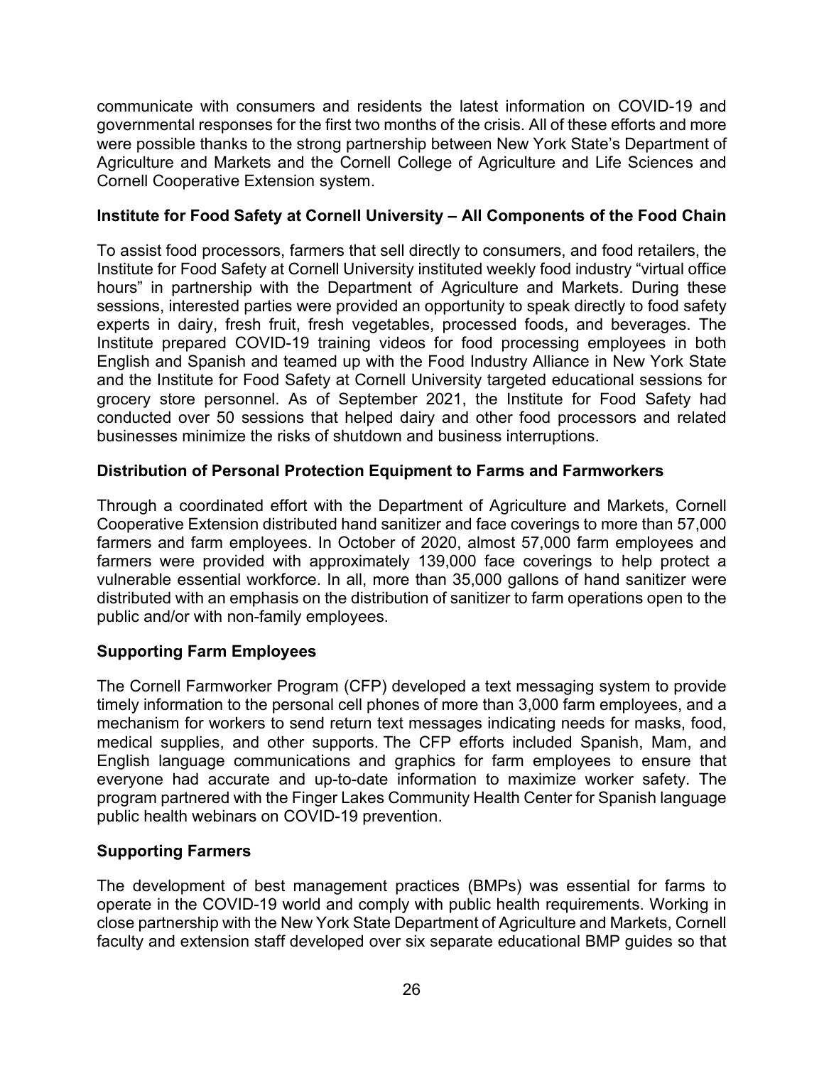communicate with consumers and residents the latest information on COVID-19 and governmental responses for the first two months of the crisis. All of these efforts and more were possible thanks to the strong partnership between New York State's Department of Agriculture and Markets and the Cornell College of Agriculture and Life Sciences and Cornell Cooperative Extension system.

**Institute for Food Safety at Cornell University – All Components of the Food Chain**

To assist food processors, farmers that sell directly to consumers, and food retailers, the Institute for Food Safety at Cornell University instituted weekly food industry "virtual office hours" in partnership with the Department of Agriculture and Markets. During these sessions, interested parties were provided an opportunity to speak directly to food safety experts in dairy, fresh fruit, fresh vegetables, processed foods, and beverages. The Institute prepared COVID-19 training videos for food processing employees in both English and Spanish and teamed up with the Food Industry Alliance in New York State and the Institute for Food Safety at Cornell University targeted educational sessions for grocery store personnel. As of September 2021, the Institute for Food Safety had conducted over 50 sessions that helped dairy and other food processors and related businesses minimize the risks of shutdown and business interruptions.

**Distribution of Personal Protection Equipment to Farms and Farmworkers**

Through a coordinated effort with the Department of Agriculture and Markets, Cornell Cooperative Extension distributed hand sanitizer and face coverings to more than 57,000 farmers and farm employees. In October of 2020, almost 57,000 farm employees and farmers were provided with approximately 139,000 face coverings to help protect a vulnerable essential workforce. In all, more than 35,000 gallons of hand sanitizer were distributed with an emphasis on the distribution of sanitizer to farm operations open to the public and/or with non-family employees.

**Supporting Farm Employees**

The Cornell Farmworker Program (CFP) developed a text messaging system to provide timely information to the personal cell phones of more than 3,000 farm employees, and a mechanism for workers to send return text messages indicating needs for masks, food, medical supplies, and other supports. The CFP efforts included Spanish, Mam, and English language communications and graphics for farm employees to ensure that everyone had accurate and up-to-date information to maximize worker safety. The program partnered with the Finger Lakes Community Health Center for Spanish language public health webinars on COVID-19 prevention.

**Supporting Farmers**

The development of best management practices (BMPs) was essential for farms to operate in the COVID-19 world and comply with public health requirements. Working in close partnership with the New York State Department of Agriculture and Markets, Cornell faculty and extension staff developed over six separate educational BMP guides so that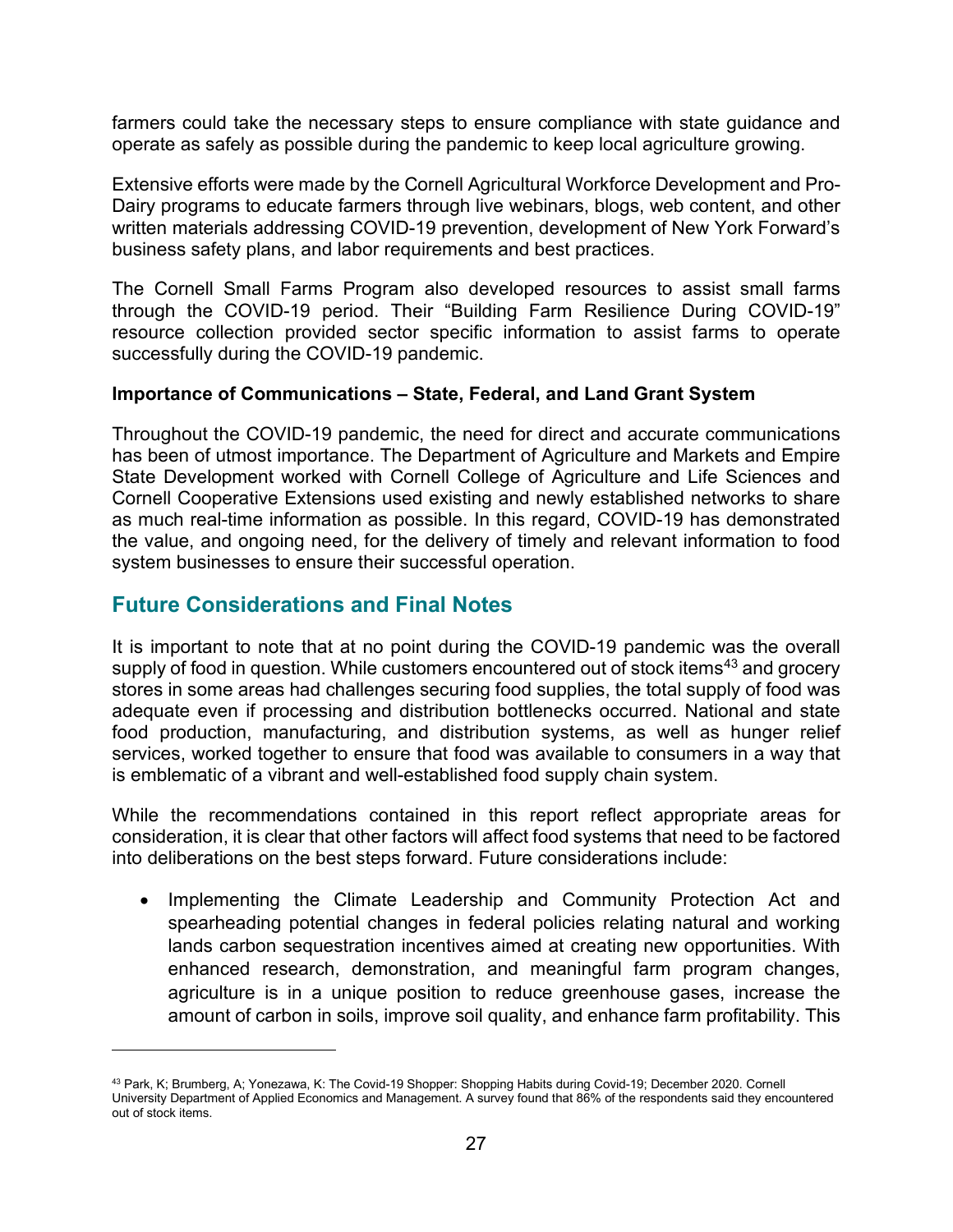farmers could take the necessary steps to ensure compliance with state guidance and operate as safely as possible during the pandemic to keep local agriculture growing.

Extensive efforts were made by the Cornell Agricultural Workforce Development and Pro-Dairy programs to educate farmers through live webinars, blogs, web content, and other written materials addressing COVID-19 prevention, development of New York Forward's business safety plans, and labor requirements and best practices.

The Cornell Small Farms Program also developed resources to assist small farms through the COVID-19 period. Their "Building Farm Resilience During COVID-19" resource collection provided sector specific information to assist farms to operate successfully during the COVID-19 pandemic.

**Importance of Communications – State, Federal, and Land Grant System**

Throughout the COVID-19 pandemic, the need for direct and accurate communications has been of utmost importance. The Department of Agriculture and Markets and Empire State Development worked with Cornell College of Agriculture and Life Sciences and Cornell Cooperative Extensions used existing and newly established networks to share as much real-time information as possible. In this regard, COVID-19 has demonstrated the value, and ongoing need, for the delivery of timely and relevant information to food system businesses to ensure their successful operation.

## Future Considerations and Final Notes

It is important to note that at no point during the COVID-19 pandemic was the overall supply of food in question. While customers encountered out of stock items[43] and grocery stores in some areas had challenges securing food supplies, the total supply of food was adequate even if processing and distribution bottlenecks occurred. National and state food production, manufacturing, and distribution systems, as well as hunger relief services, worked together to ensure that food was available to consumers in a way that is emblematic of a vibrant and well-established food supply chain system.

While the recommendations contained in this report reflect appropriate areas for consideration, it is clear that other factors will affect food systems that need to be factored into deliberations on the best steps forward. Future considerations include:

- Implementing the Climate Leadership and Community Protection Act and spearheading potential changes in federal policies relating natural and working lands carbon sequestration incentives aimed at creating new opportunities. With enhanced research, demonstration, and meaningful farm program changes, agriculture is in a unique position to reduce greenhouse gases, increase the amount of carbon in soils, improve soil quality, and enhance farm profitability. This

[43] Park, K; Brumberg, A; Yonezawa, K: The Covid-19 Shopper: Shopping Habits during Covid-19; December 2020. Cornell University Department of Applied Economics and Management. A survey found that 86% of the respondents said they encountered out of stock items.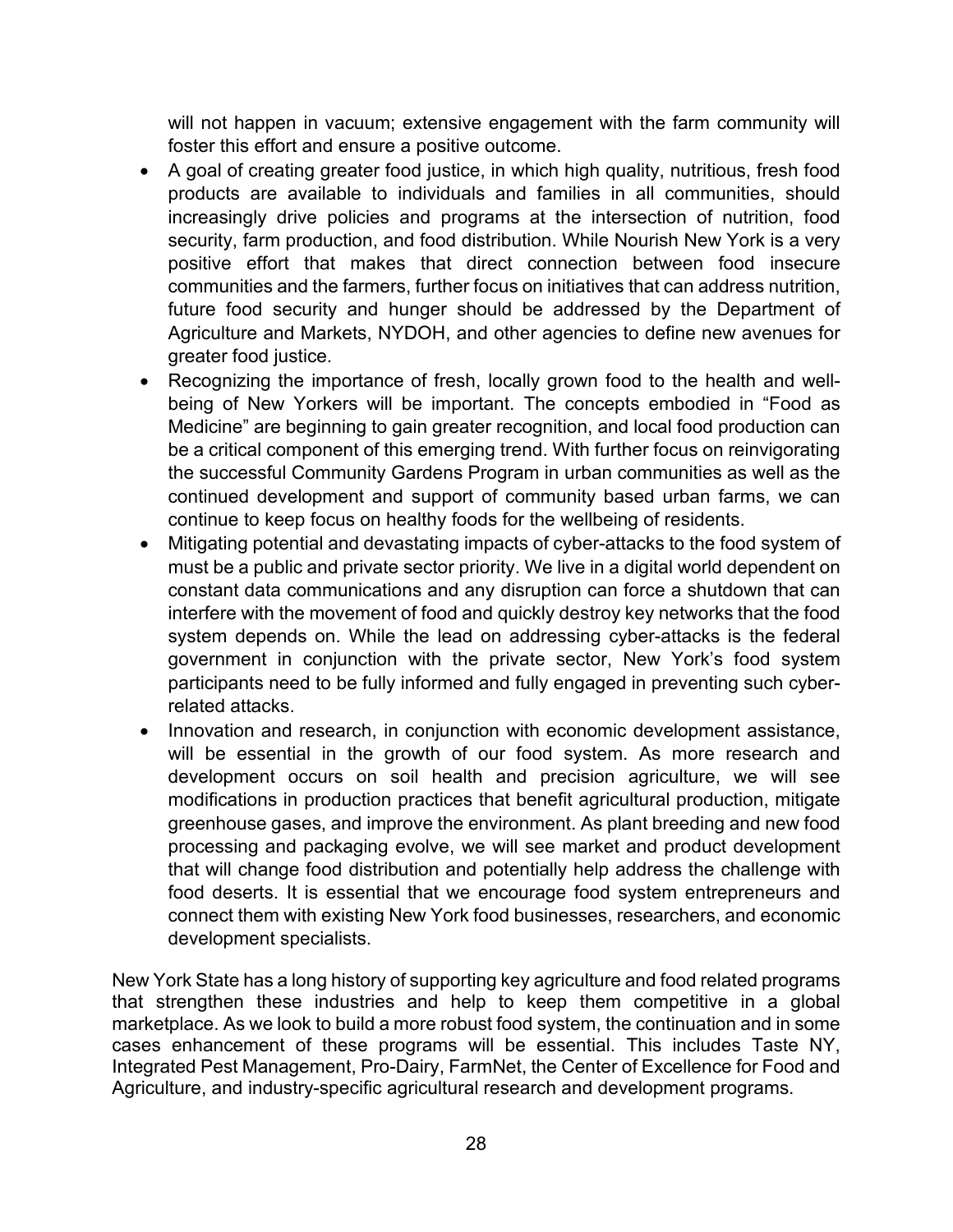will not happen in vacuum; extensive engagement with the farm community will foster this effort and ensure a positive outcome.

- A goal of creating greater food justice, in which high quality, nutritious, fresh food products are available to individuals and families in all communities, should increasingly drive policies and programs at the intersection of nutrition, food security, farm production, and food distribution. While Nourish New York is a very positive effort that makes that direct connection between food insecure communities and the farmers, further focus on initiatives that can address nutrition, future food security and hunger should be addressed by the Department of Agriculture and Markets, NYDOH, and other agencies to define new avenues for greater food justice.
- Recognizing the importance of fresh, locally grown food to the health and well-being of New Yorkers will be important. The concepts embodied in "Food as Medicine" are beginning to gain greater recognition, and local food production can be a critical component of this emerging trend. With further focus on reinvigorating the successful Community Gardens Program in urban communities as well as the continued development and support of community based urban farms, we can continue to keep focus on healthy foods for the wellbeing of residents.
- Mitigating potential and devastating impacts of cyber-attacks to the food system of must be a public and private sector priority. We live in a digital world dependent on constant data communications and any disruption can force a shutdown that can interfere with the movement of food and quickly destroy key networks that the food system depends on. While the lead on addressing cyber-attacks is the federal government in conjunction with the private sector, New York's food system participants need to be fully informed and fully engaged in preventing such cyber-related attacks.
- Innovation and research, in conjunction with economic development assistance, will be essential in the growth of our food system. As more research and development occurs on soil health and precision agriculture, we will see modifications in production practices that benefit agricultural production, mitigate greenhouse gases, and improve the environment. As plant breeding and new food processing and packaging evolve, we will see market and product development that will change food distribution and potentially help address the challenge with food deserts. It is essential that we encourage food system entrepreneurs and connect them with existing New York food businesses, researchers, and economic development specialists.

New York State has a long history of supporting key agriculture and food related programs that strengthen these industries and help to keep them competitive in a global marketplace. As we look to build a more robust food system, the continuation and in some cases enhancement of these programs will be essential. This includes Taste NY, Integrated Pest Management, Pro-Dairy, FarmNet, the Center of Excellence for Food and Agriculture, and industry-specific agricultural research and development programs.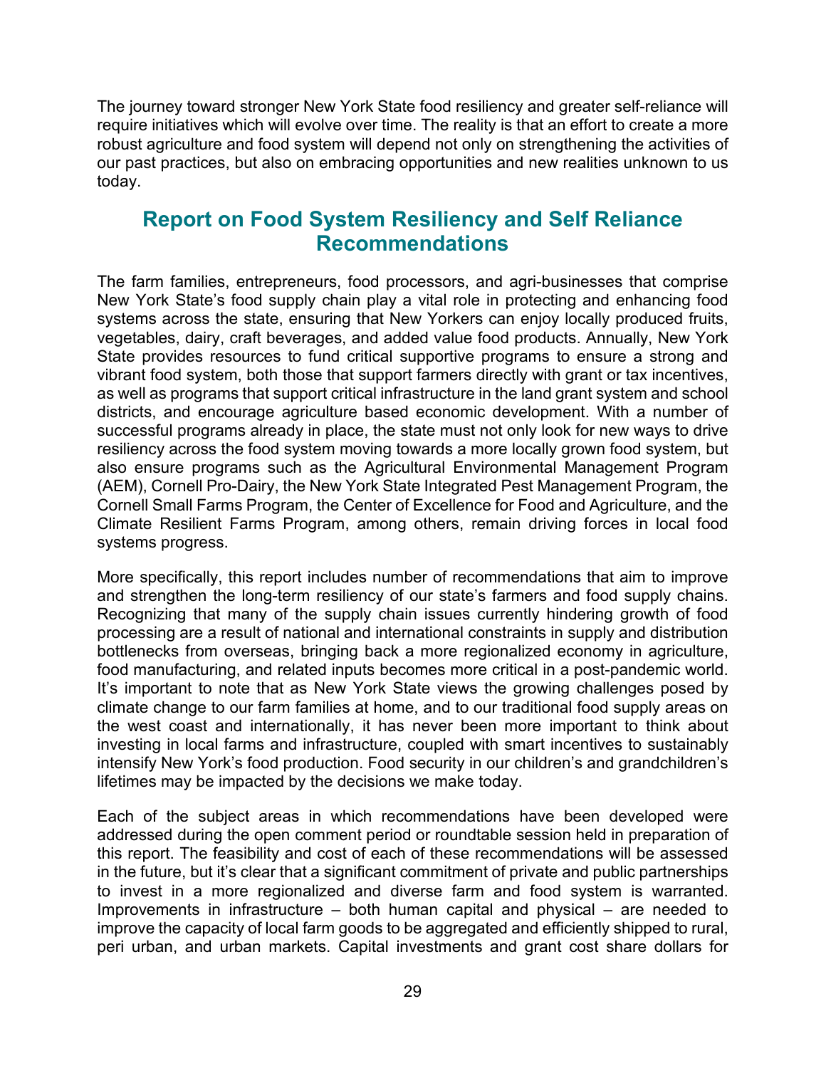The journey toward stronger New York State food resiliency and greater self-reliance will require initiatives which will evolve over time. The reality is that an effort to create a more robust agriculture and food system will depend not only on strengthening the activities of our past practices, but also on embracing opportunities and new realities unknown to us today.

## Report on Food System Resiliency and Self Reliance Recommendations

The farm families, entrepreneurs, food processors, and agri-businesses that comprise New York State's food supply chain play a vital role in protecting and enhancing food systems across the state, ensuring that New Yorkers can enjoy locally produced fruits, vegetables, dairy, craft beverages, and added value food products. Annually, New York State provides resources to fund critical supportive programs to ensure a strong and vibrant food system, both those that support farmers directly with grant or tax incentives, as well as programs that support critical infrastructure in the land grant system and school districts, and encourage agriculture based economic development. With a number of successful programs already in place, the state must not only look for new ways to drive resiliency across the food system moving towards a more locally grown food system, but also ensure programs such as the Agricultural Environmental Management Program (AEM), Cornell Pro-Dairy, the New York State Integrated Pest Management Program, the Cornell Small Farms Program, the Center of Excellence for Food and Agriculture, and the Climate Resilient Farms Program, among others, remain driving forces in local food systems progress.

More specifically, this report includes number of recommendations that aim to improve and strengthen the long-term resiliency of our state's farmers and food supply chains. Recognizing that many of the supply chain issues currently hindering growth of food processing are a result of national and international constraints in supply and distribution bottlenecks from overseas, bringing back a more regionalized economy in agriculture, food manufacturing, and related inputs becomes more critical in a post-pandemic world. It's important to note that as New York State views the growing challenges posed by climate change to our farm families at home, and to our traditional food supply areas on the west coast and internationally, it has never been more important to think about investing in local farms and infrastructure, coupled with smart incentives to sustainably intensify New York's food production. Food security in our children's and grandchildren's lifetimes may be impacted by the decisions we make today.

Each of the subject areas in which recommendations have been developed were addressed during the open comment period or roundtable session held in preparation of this report. The feasibility and cost of each of these recommendations will be assessed in the future, but it's clear that a significant commitment of private and public partnerships to invest in a more regionalized and diverse farm and food system is warranted. Improvements in infrastructure – both human capital and physical – are needed to improve the capacity of local farm goods to be aggregated and efficiently shipped to rural, peri urban, and urban markets. Capital investments and grant cost share dollars for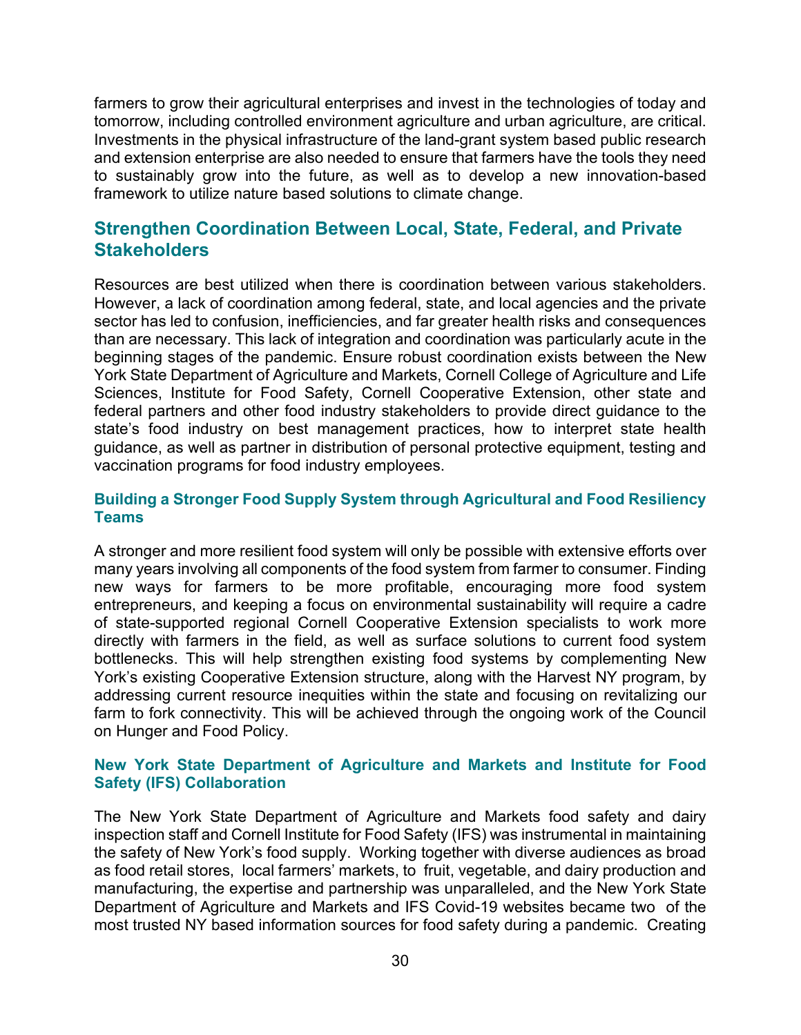farmers to grow their agricultural enterprises and invest in the technologies of today and tomorrow, including controlled environment agriculture and urban agriculture, are critical. Investments in the physical infrastructure of the land-grant system based public research and extension enterprise are also needed to ensure that farmers have the tools they need to sustainably grow into the future, as well as to develop a new innovation-based framework to utilize nature based solutions to climate change.

## Strengthen Coordination Between Local, State, Federal, and Private Stakeholders

Resources are best utilized when there is coordination between various stakeholders. However, a lack of coordination among federal, state, and local agencies and the private sector has led to confusion, inefficiencies, and far greater health risks and consequences than are necessary. This lack of integration and coordination was particularly acute in the beginning stages of the pandemic. Ensure robust coordination exists between the New York State Department of Agriculture and Markets, Cornell College of Agriculture and Life Sciences, Institute for Food Safety, Cornell Cooperative Extension, other state and federal partners and other food industry stakeholders to provide direct guidance to the state's food industry on best management practices, how to interpret state health guidance, as well as partner in distribution of personal protective equipment, testing and vaccination programs for food industry employees.

### Building a Stronger Food Supply System through Agricultural and Food Resiliency Teams

A stronger and more resilient food system will only be possible with extensive efforts over many years involving all components of the food system from farmer to consumer. Finding new ways for farmers to be more profitable, encouraging more food system entrepreneurs, and keeping a focus on environmental sustainability will require a cadre of state-supported regional Cornell Cooperative Extension specialists to work more directly with farmers in the field, as well as surface solutions to current food system bottlenecks. This will help strengthen existing food systems by complementing New York's existing Cooperative Extension structure, along with the Harvest NY program, by addressing current resource inequities within the state and focusing on revitalizing our farm to fork connectivity. This will be achieved through the ongoing work of the Council on Hunger and Food Policy.

### New York State Department of Agriculture and Markets and Institute for Food Safety (IFS) Collaboration

The New York State Department of Agriculture and Markets food safety and dairy inspection staff and Cornell Institute for Food Safety (IFS) was instrumental in maintaining the safety of New York's food supply. Working together with diverse audiences as broad as food retail stores, local farmers' markets, to fruit, vegetable, and dairy production and manufacturing, the expertise and partnership was unparalleled, and the New York State Department of Agriculture and Markets and IFS Covid-19 websites became two of the most trusted NY based information sources for food safety during a pandemic. Creating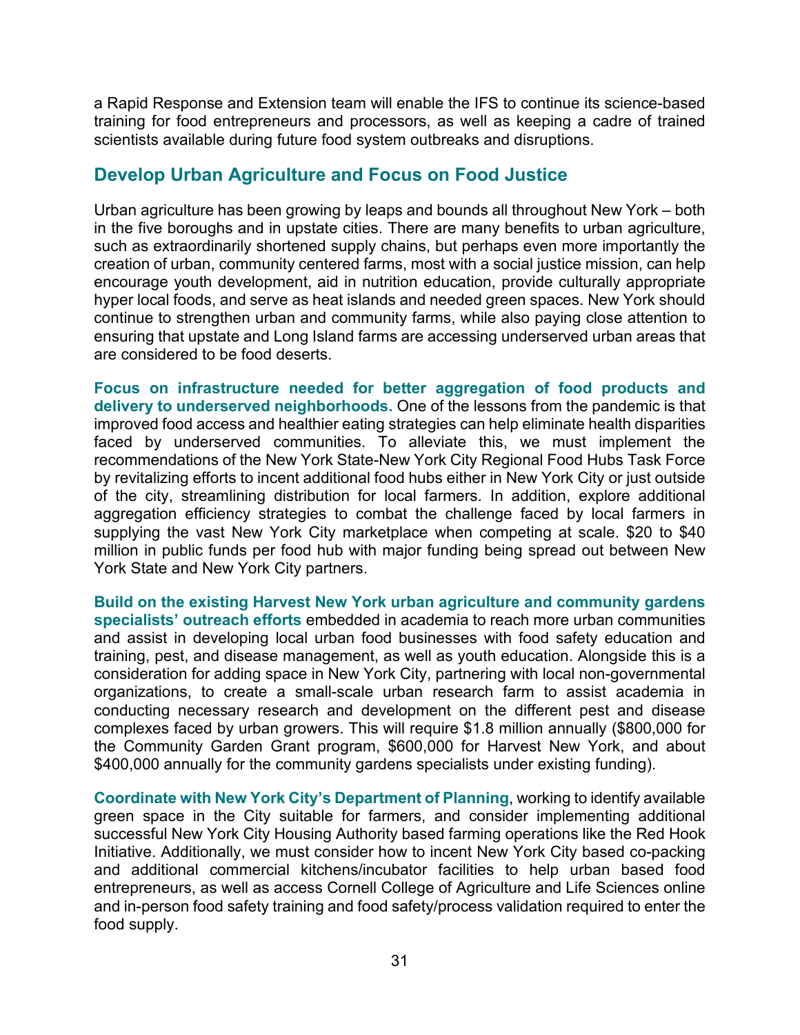a Rapid Response and Extension team will enable the IFS to continue its science-based training for food entrepreneurs and processors, as well as keeping a cadre of trained scientists available during future food system outbreaks and disruptions.

## Develop Urban Agriculture and Focus on Food Justice

Urban agriculture has been growing by leaps and bounds all throughout New York – both in the five boroughs and in upstate cities. There are many benefits to urban agriculture, such as extraordinarily shortened supply chains, but perhaps even more importantly the creation of urban, community centered farms, most with a social justice mission, can help encourage youth development, aid in nutrition education, provide culturally appropriate hyper local foods, and serve as heat islands and needed green spaces. New York should continue to strengthen urban and community farms, while also paying close attention to ensuring that upstate and Long Island farms are accessing underserved urban areas that are considered to be food deserts.

**Focus on infrastructure needed for better aggregation of food products and delivery to underserved neighborhoods.** One of the lessons from the pandemic is that improved food access and healthier eating strategies can help eliminate health disparities faced by underserved communities. To alleviate this, we must implement the recommendations of the New York State-New York City Regional Food Hubs Task Force by revitalizing efforts to incent additional food hubs either in New York City or just outside of the city, streamlining distribution for local farmers. In addition, explore additional aggregation efficiency strategies to combat the challenge faced by local farmers in supplying the vast New York City marketplace when competing at scale. $20 to $40 million in public funds per food hub with major funding being spread out between New York State and New York City partners.

**Build on the existing Harvest New York urban agriculture and community gardens specialists' outreach efforts** embedded in academia to reach more urban communities and assist in developing local urban food businesses with food safety education and training, pest, and disease management, as well as youth education. Alongside this is a consideration for adding space in New York City, partnering with local non-governmental organizations, to create a small-scale urban research farm to assist academia in conducting necessary research and development on the different pest and disease complexes faced by urban growers. This will require $1.8 million annually ($800,000 for the Community Garden Grant program, $600,000 for Harvest New York, and about $400,000 annually for the community gardens specialists under existing funding).

**Coordinate with New York City's Department of Planning**, working to identify available green space in the City suitable for farmers, and consider implementing additional successful New York City Housing Authority based farming operations like the Red Hook Initiative. Additionally, we must consider how to incent New York City based co-packing and additional commercial kitchens/incubator facilities to help urban based food entrepreneurs, as well as access Cornell College of Agriculture and Life Sciences online and in-person food safety training and food safety/process validation required to enter the food supply.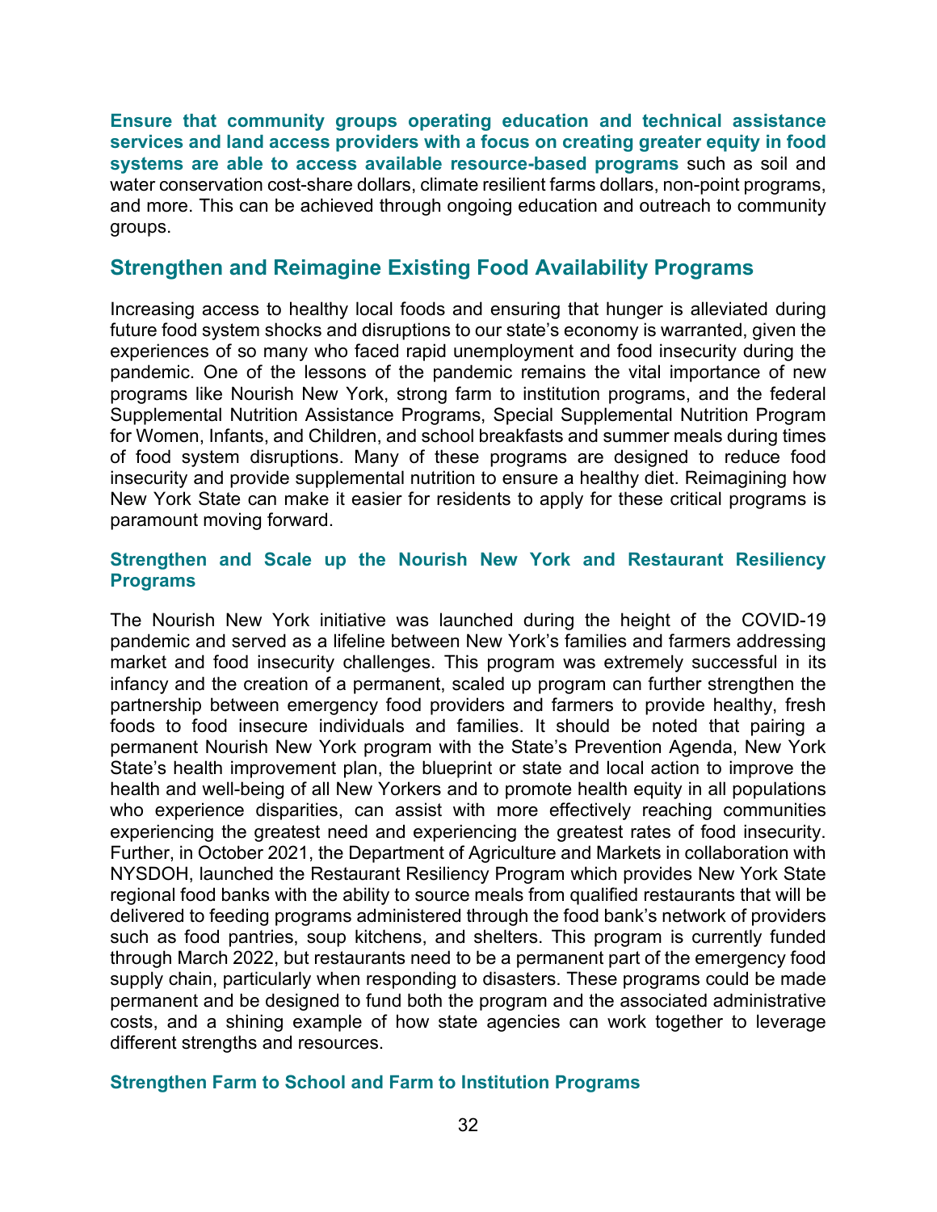**Ensure that community groups operating education and technical assistance services and land access providers with a focus on creating greater equity in food systems are able to access available resource-based programs** such as soil and water conservation cost-share dollars, climate resilient farms dollars, non-point programs, and more. This can be achieved through ongoing education and outreach to community groups.

## Strengthen and Reimagine Existing Food Availability Programs

Increasing access to healthy local foods and ensuring that hunger is alleviated during future food system shocks and disruptions to our state's economy is warranted, given the experiences of so many who faced rapid unemployment and food insecurity during the pandemic. One of the lessons of the pandemic remains the vital importance of new programs like Nourish New York, strong farm to institution programs, and the federal Supplemental Nutrition Assistance Programs, Special Supplemental Nutrition Program for Women, Infants, and Children, and school breakfasts and summer meals during times of food system disruptions. Many of these programs are designed to reduce food insecurity and provide supplemental nutrition to ensure a healthy diet. Reimagining how New York State can make it easier for residents to apply for these critical programs is paramount moving forward.

### Strengthen and Scale up the Nourish New York and Restaurant Resiliency Programs

The Nourish New York initiative was launched during the height of the COVID-19 pandemic and served as a lifeline between New York's families and farmers addressing market and food insecurity challenges. This program was extremely successful in its infancy and the creation of a permanent, scaled up program can further strengthen the partnership between emergency food providers and farmers to provide healthy, fresh foods to food insecure individuals and families. It should be noted that pairing a permanent Nourish New York program with the State's Prevention Agenda, New York State's health improvement plan, the blueprint or state and local action to improve the health and well-being of all New Yorkers and to promote health equity in all populations who experience disparities, can assist with more effectively reaching communities experiencing the greatest need and experiencing the greatest rates of food insecurity. Further, in October 2021, the Department of Agriculture and Markets in collaboration with NYSDOH, launched the Restaurant Resiliency Program which provides New York State regional food banks with the ability to source meals from qualified restaurants that will be delivered to feeding programs administered through the food bank's network of providers such as food pantries, soup kitchens, and shelters. This program is currently funded through March 2022, but restaurants need to be a permanent part of the emergency food supply chain, particularly when responding to disasters. These programs could be made permanent and be designed to fund both the program and the associated administrative costs, and a shining example of how state agencies can work together to leverage different strengths and resources.

### Strengthen Farm to School and Farm to Institution Programs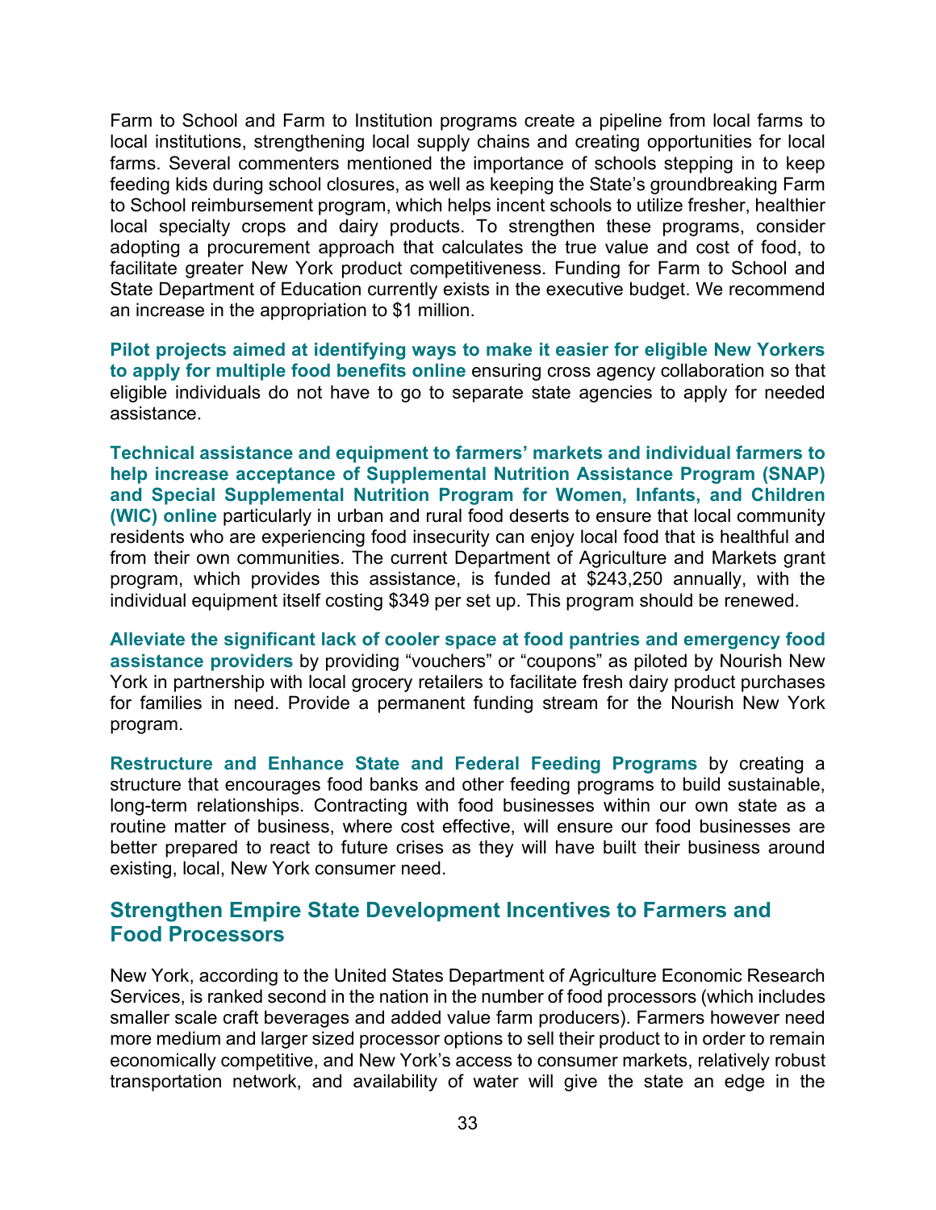Farm to School and Farm to Institution programs create a pipeline from local farms to local institutions, strengthening local supply chains and creating opportunities for local farms. Several commenters mentioned the importance of schools stepping in to keep feeding kids during school closures, as well as keeping the State's groundbreaking Farm to School reimbursement program, which helps incent schools to utilize fresher, healthier local specialty crops and dairy products. To strengthen these programs, consider adopting a procurement approach that calculates the true value and cost of food, to facilitate greater New York product competitiveness. Funding for Farm to School and State Department of Education currently exists in the executive budget. We recommend an increase in the appropriation to $1 million.

**Pilot projects aimed at identifying ways to make it easier for eligible New Yorkers to apply for multiple food benefits online** ensuring cross agency collaboration so that eligible individuals do not have to go to separate state agencies to apply for needed assistance.

**Technical assistance and equipment to farmers' markets and individual farmers to help increase acceptance of Supplemental Nutrition Assistance Program (SNAP) and Special Supplemental Nutrition Program for Women, Infants, and Children (WIC) online** particularly in urban and rural food deserts to ensure that local community residents who are experiencing food insecurity can enjoy local food that is healthful and from their own communities. The current Department of Agriculture and Markets grant program, which provides this assistance, is funded at $243,250 annually, with the individual equipment itself costing $349 per set up. This program should be renewed.

**Alleviate the significant lack of cooler space at food pantries and emergency food assistance providers** by providing "vouchers" or "coupons" as piloted by Nourish New York in partnership with local grocery retailers to facilitate fresh dairy product purchases for families in need. Provide a permanent funding stream for the Nourish New York program.

**Restructure and Enhance State and Federal Feeding Programs** by creating a structure that encourages food banks and other feeding programs to build sustainable, long-term relationships. Contracting with food businesses within our own state as a routine matter of business, where cost effective, will ensure our food businesses are better prepared to react to future crises as they will have built their business around existing, local, New York consumer need.

## Strengthen Empire State Development Incentives to Farmers and Food Processors

New York, according to the United States Department of Agriculture Economic Research Services, is ranked second in the nation in the number of food processors (which includes smaller scale craft beverages and added value farm producers). Farmers however need more medium and larger sized processor options to sell their product to in order to remain economically competitive, and New York's access to consumer markets, relatively robust transportation network, and availability of water will give the state an edge in the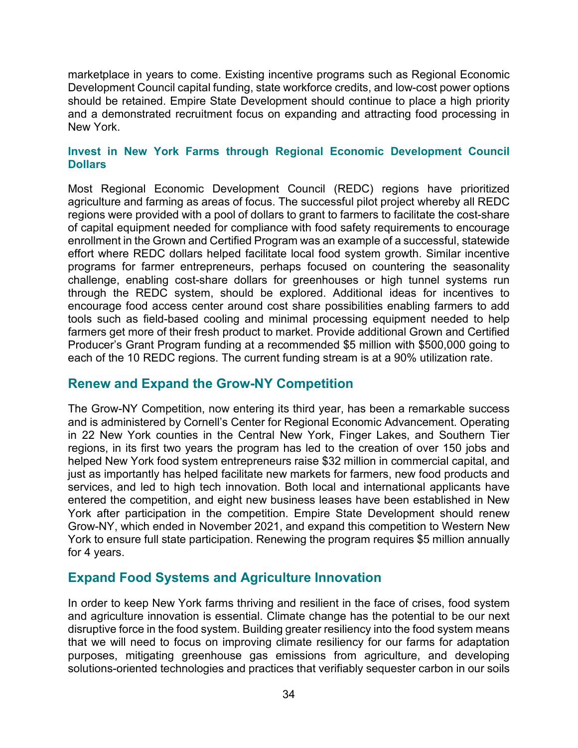marketplace in years to come. Existing incentive programs such as Regional Economic Development Council capital funding, state workforce credits, and low-cost power options should be retained. Empire State Development should continue to place a high priority and a demonstrated recruitment focus on expanding and attracting food processing in New York.

### Invest in New York Farms through Regional Economic Development Council Dollars

Most Regional Economic Development Council (REDC) regions have prioritized agriculture and farming as areas of focus. The successful pilot project whereby all REDC regions were provided with a pool of dollars to grant to farmers to facilitate the cost-share of capital equipment needed for compliance with food safety requirements to encourage enrollment in the Grown and Certified Program was an example of a successful, statewide effort where REDC dollars helped facilitate local food system growth. Similar incentive programs for farmer entrepreneurs, perhaps focused on countering the seasonality challenge, enabling cost-share dollars for greenhouses or high tunnel systems run through the REDC system, should be explored. Additional ideas for incentives to encourage food access center around cost share possibilities enabling farmers to add tools such as field-based cooling and minimal processing equipment needed to help farmers get more of their fresh product to market. Provide additional Grown and Certified Producer's Grant Program funding at a recommended $5 million with $500,000 going to each of the 10 REDC regions. The current funding stream is at a 90% utilization rate.

## Renew and Expand the Grow-NY Competition

The Grow-NY Competition, now entering its third year, has been a remarkable success and is administered by Cornell's Center for Regional Economic Advancement. Operating in 22 New York counties in the Central New York, Finger Lakes, and Southern Tier regions, in its first two years the program has led to the creation of over 150 jobs and helped New York food system entrepreneurs raise $32 million in commercial capital, and just as importantly has helped facilitate new markets for farmers, new food products and services, and led to high tech innovation. Both local and international applicants have entered the competition, and eight new business leases have been established in New York after participation in the competition. Empire State Development should renew Grow-NY, which ended in November 2021, and expand this competition to Western New York to ensure full state participation. Renewing the program requires $5 million annually for 4 years.

## Expand Food Systems and Agriculture Innovation

In order to keep New York farms thriving and resilient in the face of crises, food system and agriculture innovation is essential. Climate change has the potential to be our next disruptive force in the food system. Building greater resiliency into the food system means that we will need to focus on improving climate resiliency for our farms for adaptation purposes, mitigating greenhouse gas emissions from agriculture, and developing solutions-oriented technologies and practices that verifiably sequester carbon in our soils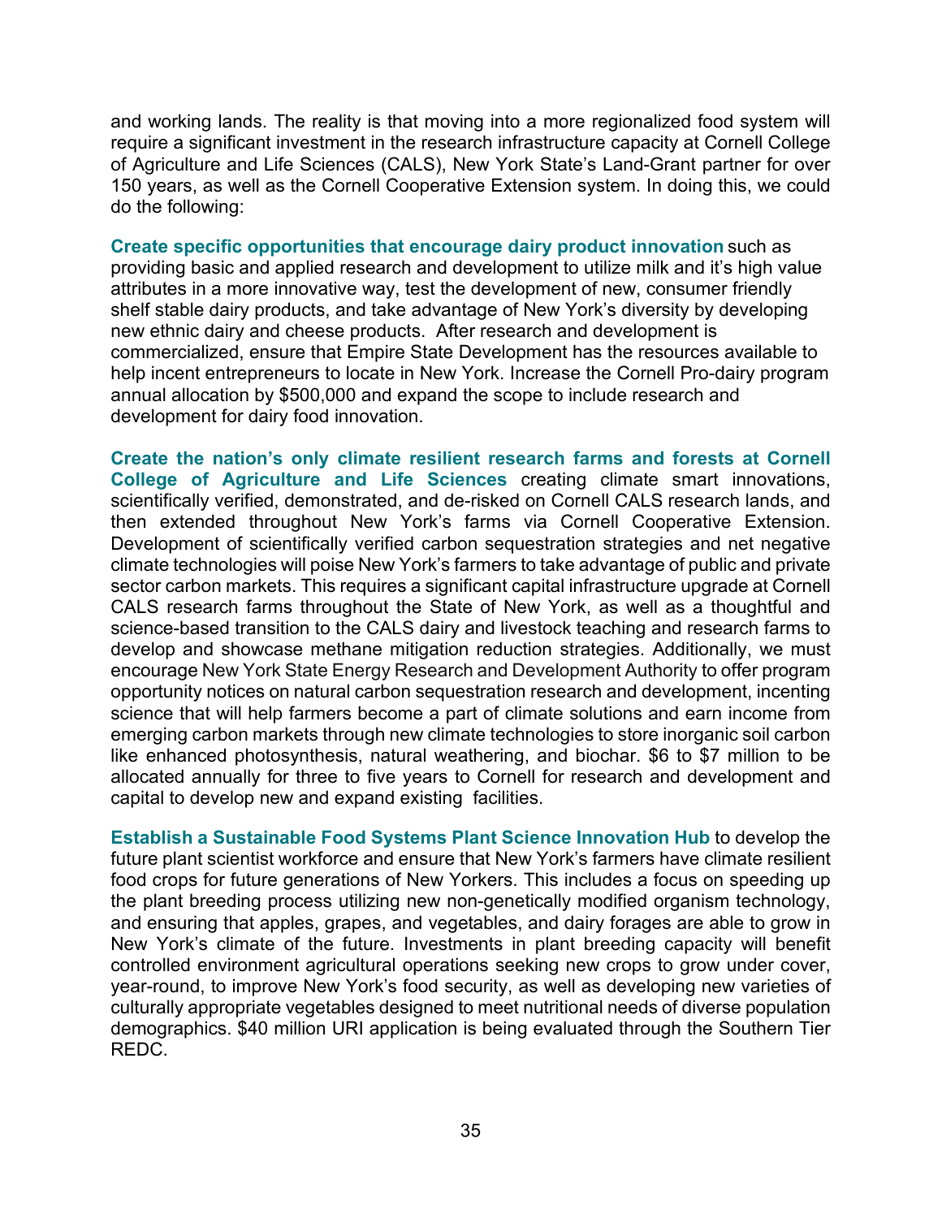and working lands. The reality is that moving into a more regionalized food system will require a significant investment in the research infrastructure capacity at Cornell College of Agriculture and Life Sciences (CALS), New York State's Land-Grant partner for over 150 years, as well as the Cornell Cooperative Extension system. In doing this, we could do the following:

**Create specific opportunities that encourage dairy product innovation** such as providing basic and applied research and development to utilize milk and it's high value attributes in a more innovative way, test the development of new, consumer friendly shelf stable dairy products, and take advantage of New York's diversity by developing new ethnic dairy and cheese products. After research and development is commercialized, ensure that Empire State Development has the resources available to help incent entrepreneurs to locate in New York. Increase the Cornell Pro-dairy program annual allocation by $500,000 and expand the scope to include research and development for dairy food innovation.

**Create the nation's only climate resilient research farms and forests at Cornell College of Agriculture and Life Sciences** creating climate smart innovations, scientifically verified, demonstrated, and de-risked on Cornell CALS research lands, and then extended throughout New York's farms via Cornell Cooperative Extension. Development of scientifically verified carbon sequestration strategies and net negative climate technologies will poise New York's farmers to take advantage of public and private sector carbon markets. This requires a significant capital infrastructure upgrade at Cornell CALS research farms throughout the State of New York, as well as a thoughtful and science-based transition to the CALS dairy and livestock teaching and research farms to develop and showcase methane mitigation reduction strategies. Additionally, we must encourage New York State Energy Research and Development Authority to offer program opportunity notices on natural carbon sequestration research and development, incenting science that will help farmers become a part of climate solutions and earn income from emerging carbon markets through new climate technologies to store inorganic soil carbon like enhanced photosynthesis, natural weathering, and biochar. $6 to $7 million to be allocated annually for three to five years to Cornell for research and development and capital to develop new and expand existing facilities.

**Establish a Sustainable Food Systems Plant Science Innovation Hub** to develop the future plant scientist workforce and ensure that New York's farmers have climate resilient food crops for future generations of New Yorkers. This includes a focus on speeding up the plant breeding process utilizing new non-genetically modified organism technology, and ensuring that apples, grapes, and vegetables, and dairy forages are able to grow in New York's climate of the future. Investments in plant breeding capacity will benefit controlled environment agricultural operations seeking new crops to grow under cover, year-round, to improve New York's food security, as well as developing new varieties of culturally appropriate vegetables designed to meet nutritional needs of diverse population demographics. $40 million URI application is being evaluated through the Southern Tier REDC.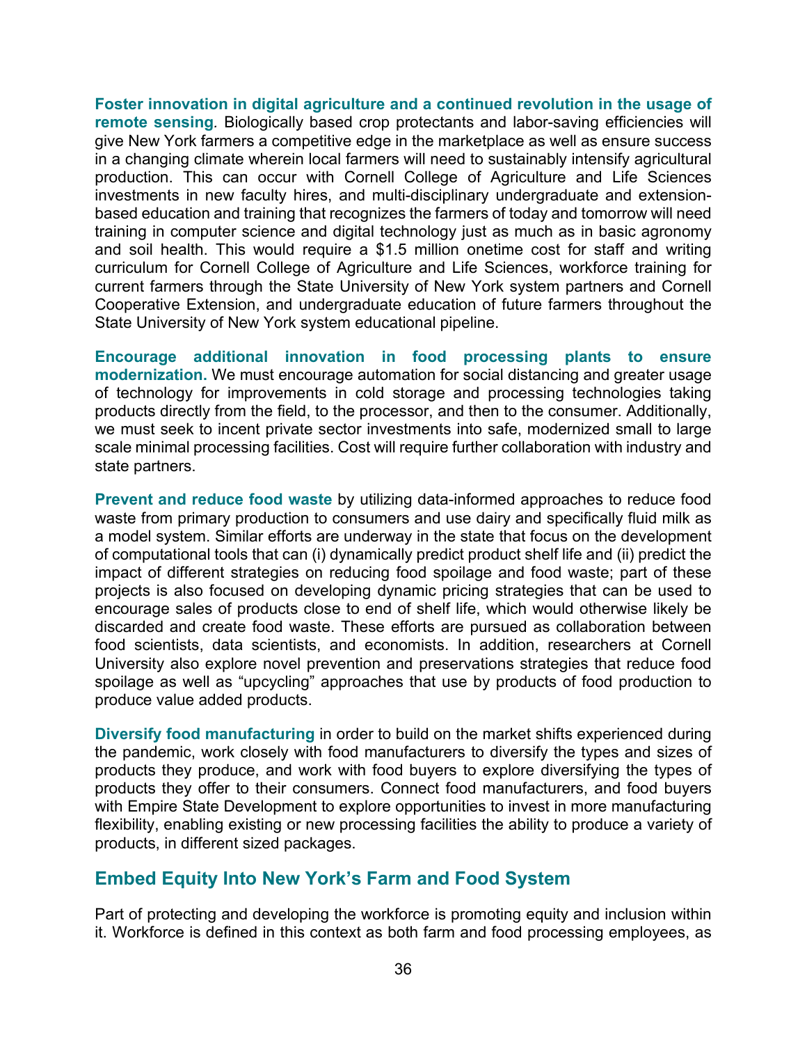**Foster innovation in digital agriculture and a continued revolution in the usage of remote sensing***.* Biologically based crop protectants and labor-saving efficiencies will give New York farmers a competitive edge in the marketplace as well as ensure success in a changing climate wherein local farmers will need to sustainably intensify agricultural production. This can occur with Cornell College of Agriculture and Life Sciences investments in new faculty hires, and multi-disciplinary undergraduate and extension-based education and training that recognizes the farmers of today and tomorrow will need training in computer science and digital technology just as much as in basic agronomy and soil health. This would require a $1.5 million onetime cost for staff and writing curriculum for Cornell College of Agriculture and Life Sciences, workforce training for current farmers through the State University of New York system partners and Cornell Cooperative Extension, and undergraduate education of future farmers throughout the State University of New York system educational pipeline.

**Encourage additional innovation in food processing plants to ensure modernization.** We must encourage automation for social distancing and greater usage of technology for improvements in cold storage and processing technologies taking products directly from the field, to the processor, and then to the consumer. Additionally, we must seek to incent private sector investments into safe, modernized small to large scale minimal processing facilities. Cost will require further collaboration with industry and state partners.

**Prevent and reduce food waste** by utilizing data-informed approaches to reduce food waste from primary production to consumers and use dairy and specifically fluid milk as a model system. Similar efforts are underway in the state that focus on the development of computational tools that can (i) dynamically predict product shelf life and (ii) predict the impact of different strategies on reducing food spoilage and food waste; part of these projects is also focused on developing dynamic pricing strategies that can be used to encourage sales of products close to end of shelf life, which would otherwise likely be discarded and create food waste. These efforts are pursued as collaboration between food scientists, data scientists, and economists. In addition, researchers at Cornell University also explore novel prevention and preservations strategies that reduce food spoilage as well as "upcycling" approaches that use by products of food production to produce value added products.

**Diversify food manufacturing** in order to build on the market shifts experienced during the pandemic, work closely with food manufacturers to diversify the types and sizes of products they produce, and work with food buyers to explore diversifying the types of products they offer to their consumers. Connect food manufacturers, and food buyers with Empire State Development to explore opportunities to invest in more manufacturing flexibility, enabling existing or new processing facilities the ability to produce a variety of products, in different sized packages.

## Embed Equity Into New York's Farm and Food System

Part of protecting and developing the workforce is promoting equity and inclusion within it. Workforce is defined in this context as both farm and food processing employees, as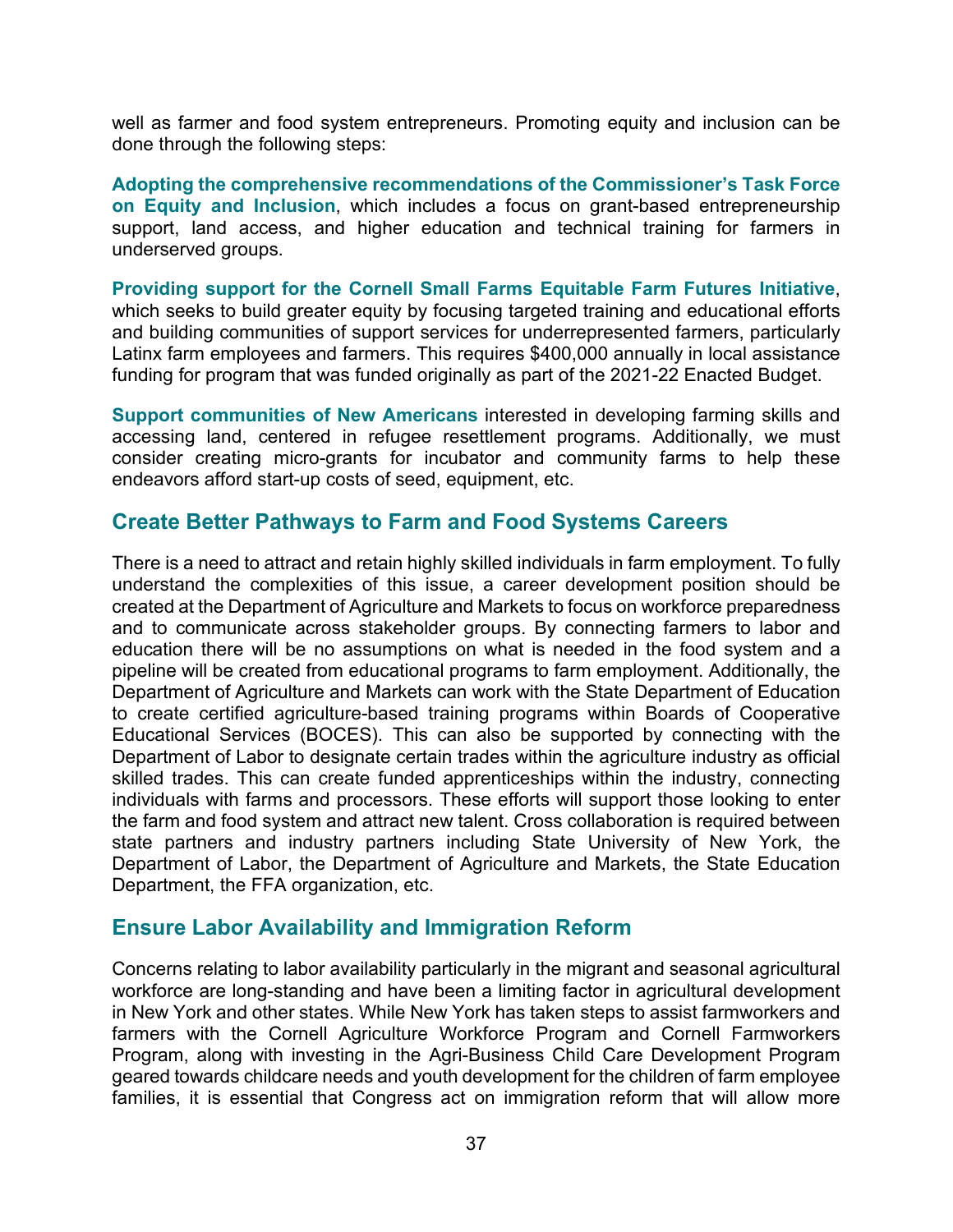well as farmer and food system entrepreneurs. Promoting equity and inclusion can be done through the following steps:

**Adopting the comprehensive recommendations of the Commissioner's Task Force on Equity and Inclusion**, which includes a focus on grant-based entrepreneurship support, land access, and higher education and technical training for farmers in underserved groups.

**Providing support for the Cornell Small Farms Equitable Farm Futures Initiative**, which seeks to build greater equity by focusing targeted training and educational efforts and building communities of support services for underrepresented farmers, particularly Latinx farm employees and farmers. This requires $400,000 annually in local assistance funding for program that was funded originally as part of the 2021-22 Enacted Budget.

**Support communities of New Americans** interested in developing farming skills and accessing land, centered in refugee resettlement programs. Additionally, we must consider creating micro-grants for incubator and community farms to help these endeavors afford start-up costs of seed, equipment, etc.

## Create Better Pathways to Farm and Food Systems Careers

There is a need to attract and retain highly skilled individuals in farm employment. To fully understand the complexities of this issue, a career development position should be created at the Department of Agriculture and Markets to focus on workforce preparedness and to communicate across stakeholder groups. By connecting farmers to labor and education there will be no assumptions on what is needed in the food system and a pipeline will be created from educational programs to farm employment. Additionally, the Department of Agriculture and Markets can work with the State Department of Education to create certified agriculture-based training programs within Boards of Cooperative Educational Services (BOCES). This can also be supported by connecting with the Department of Labor to designate certain trades within the agriculture industry as official skilled trades. This can create funded apprenticeships within the industry, connecting individuals with farms and processors. These efforts will support those looking to enter the farm and food system and attract new talent. Cross collaboration is required between state partners and industry partners including State University of New York, the Department of Labor, the Department of Agriculture and Markets, the State Education Department, the FFA organization, etc.

## Ensure Labor Availability and Immigration Reform

Concerns relating to labor availability particularly in the migrant and seasonal agricultural workforce are long-standing and have been a limiting factor in agricultural development in New York and other states. While New York has taken steps to assist farmworkers and farmers with the Cornell Agriculture Workforce Program and Cornell Farmworkers Program, along with investing in the Agri-Business Child Care Development Program geared towards childcare needs and youth development for the children of farm employee families, it is essential that Congress act on immigration reform that will allow more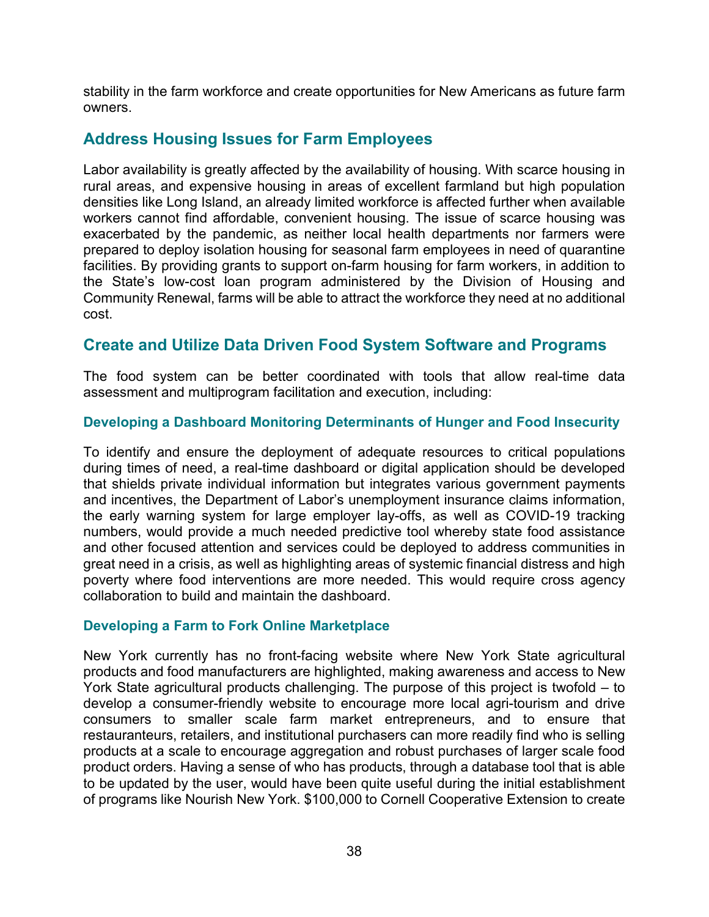stability in the farm workforce and create opportunities for New Americans as future farm owners.

## Address Housing Issues for Farm Employees

Labor availability is greatly affected by the availability of housing. With scarce housing in rural areas, and expensive housing in areas of excellent farmland but high population densities like Long Island, an already limited workforce is affected further when available workers cannot find affordable, convenient housing. The issue of scarce housing was exacerbated by the pandemic, as neither local health departments nor farmers were prepared to deploy isolation housing for seasonal farm employees in need of quarantine facilities. By providing grants to support on-farm housing for farm workers, in addition to the State's low-cost loan program administered by the Division of Housing and Community Renewal, farms will be able to attract the workforce they need at no additional cost.

## Create and Utilize Data Driven Food System Software and Programs

The food system can be better coordinated with tools that allow real-time data assessment and multiprogram facilitation and execution, including:

### Developing a Dashboard Monitoring Determinants of Hunger and Food Insecurity

To identify and ensure the deployment of adequate resources to critical populations during times of need, a real-time dashboard or digital application should be developed that shields private individual information but integrates various government payments and incentives, the Department of Labor's unemployment insurance claims information, the early warning system for large employer lay-offs, as well as COVID-19 tracking numbers, would provide a much needed predictive tool whereby state food assistance and other focused attention and services could be deployed to address communities in great need in a crisis, as well as highlighting areas of systemic financial distress and high poverty where food interventions are more needed. This would require cross agency collaboration to build and maintain the dashboard.

### Developing a Farm to Fork Online Marketplace

New York currently has no front-facing website where New York State agricultural products and food manufacturers are highlighted, making awareness and access to New York State agricultural products challenging. The purpose of this project is twofold – to develop a consumer-friendly website to encourage more local agri-tourism and drive consumers to smaller scale farm market entrepreneurs, and to ensure that restauranteurs, retailers, and institutional purchasers can more readily find who is selling products at a scale to encourage aggregation and robust purchases of larger scale food product orders. Having a sense of who has products, through a database tool that is able to be updated by the user, would have been quite useful during the initial establishment of programs like Nourish New York. $100,000 to Cornell Cooperative Extension to create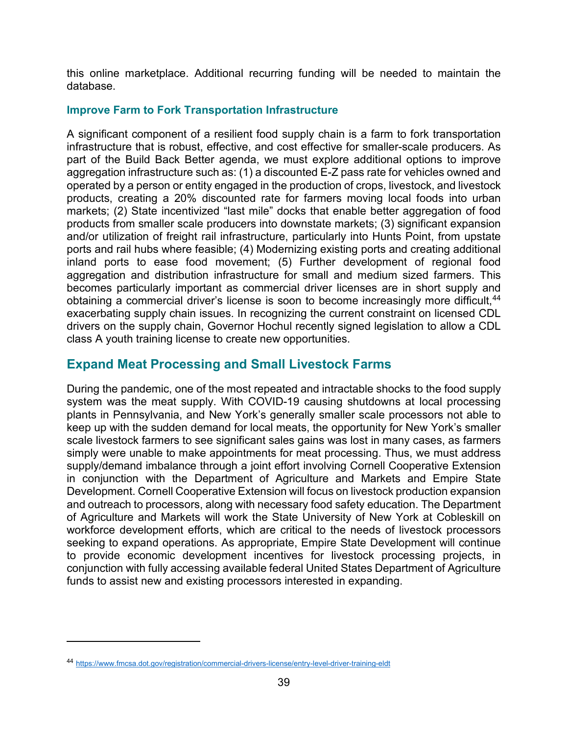this online marketplace. Additional recurring funding will be needed to maintain the database.

### Improve Farm to Fork Transportation Infrastructure

A significant component of a resilient food supply chain is a farm to fork transportation infrastructure that is robust, effective, and cost effective for smaller-scale producers. As part of the Build Back Better agenda, we must explore additional options to improve aggregation infrastructure such as: (1) a discounted E-Z pass rate for vehicles owned and operated by a person or entity engaged in the production of crops, livestock, and livestock products, creating a 20% discounted rate for farmers moving local foods into urban markets; (2) State incentivized "last mile" docks that enable better aggregation of food products from smaller scale producers into downstate markets; (3) significant expansion and/or utilization of freight rail infrastructure, particularly into Hunts Point, from upstate ports and rail hubs where feasible; (4) Modernizing existing ports and creating additional inland ports to ease food movement; (5) Further development of regional food aggregation and distribution infrastructure for small and medium sized farmers. This becomes particularly important as commercial driver licenses are in short supply and obtaining a commercial driver's license is soon to become increasingly more difficult,[44] exacerbating supply chain issues. In recognizing the current constraint on licensed CDL drivers on the supply chain, Governor Hochul recently signed legislation to allow a CDL class A youth training license to create new opportunities.

## Expand Meat Processing and Small Livestock Farms

During the pandemic, one of the most repeated and intractable shocks to the food supply system was the meat supply. With COVID-19 causing shutdowns at local processing plants in Pennsylvania, and New York's generally smaller scale processors not able to keep up with the sudden demand for local meats, the opportunity for New York's smaller scale livestock farmers to see significant sales gains was lost in many cases, as farmers simply were unable to make appointments for meat processing. Thus, we must address supply/demand imbalance through a joint effort involving Cornell Cooperative Extension in conjunction with the Department of Agriculture and Markets and Empire State Development. Cornell Cooperative Extension will focus on livestock production expansion and outreach to processors, along with necessary food safety education. The Department of Agriculture and Markets will work the State University of New York at Cobleskill on workforce development efforts, which are critical to the needs of livestock processors seeking to expand operations. As appropriate, Empire State Development will continue to provide economic development incentives for livestock processing projects, in conjunction with fully accessing available federal United States Department of Agriculture funds to assist new and existing processors interested in expanding.

---

[44] https://www.fmcsa.dot.gov/registration/commercial-drivers-license/entry-level-driver-training-eldt